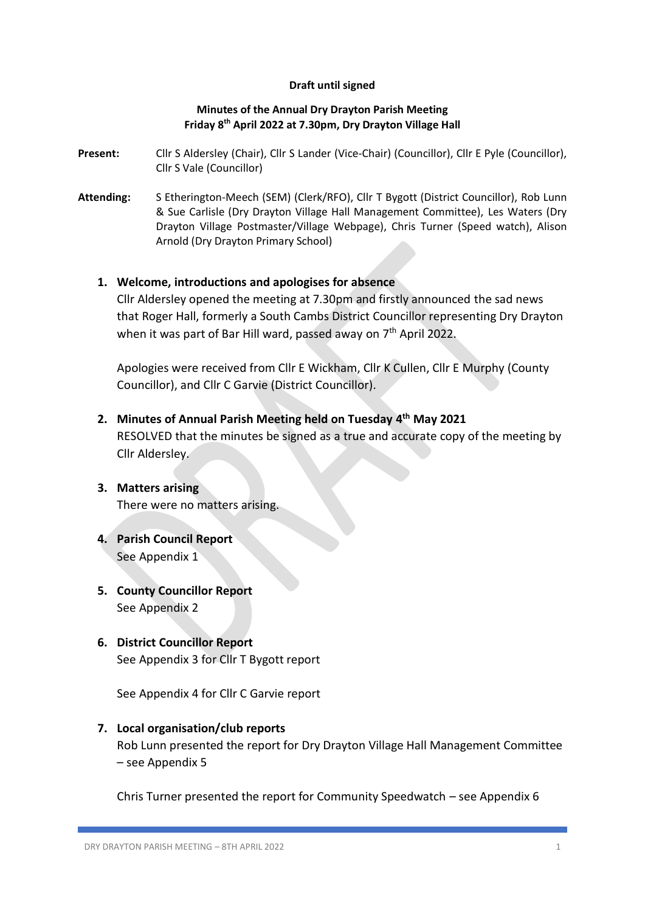**Draft until signed**

**Minutes of the Annual Dry Drayton Parish Meeting**
**Friday 8th April 2022 at 7.30pm, Dry Drayton Village Hall**

**Present:** Cllr S Aldersley (Chair), Cllr S Lander (Vice-Chair) (Councillor), Cllr E Pyle (Councillor), Cllr S Vale (Councillor)

**Attending:** S Etherington-Meech (SEM) (Clerk/RFO), Cllr T Bygott (District Councillor), Rob Lunn & Sue Carlisle (Dry Drayton Village Hall Management Committee), Les Waters (Dry Drayton Village Postmaster/Village Webpage), Chris Turner (Speed watch), Alison Arnold (Dry Drayton Primary School)

1. **Welcome, introductions and apologises for absence**

   Cllr Aldersley opened the meeting at 7.30pm and firstly announced the sad news that Roger Hall, formerly a South Cambs District Councillor representing Dry Drayton when it was part of Bar Hill ward, passed away on 7th April 2022.

   Apologies were received from Cllr E Wickham, Cllr K Cullen, Cllr E Murphy (County Councillor), and Cllr C Garvie (District Councillor).

2. **Minutes of Annual Parish Meeting held on Tuesday 4th May 2021**

   RESOLVED that the minutes be signed as a true and accurate copy of the meeting by Cllr Aldersley.

3. **Matters arising**

   There were no matters arising.

4. **Parish Council Report**

   See Appendix 1

5. **County Councillor Report**

   See Appendix 2

6. **District Councillor Report**

   See Appendix 3 for Cllr T Bygott report

   See Appendix 4 for Cllr C Garvie report

7. **Local organisation/club reports**

   Rob Lunn presented the report for Dry Drayton Village Hall Management Committee – see Appendix 5

   Chris Turner presented the report for Community Speedwatch – see Appendix 6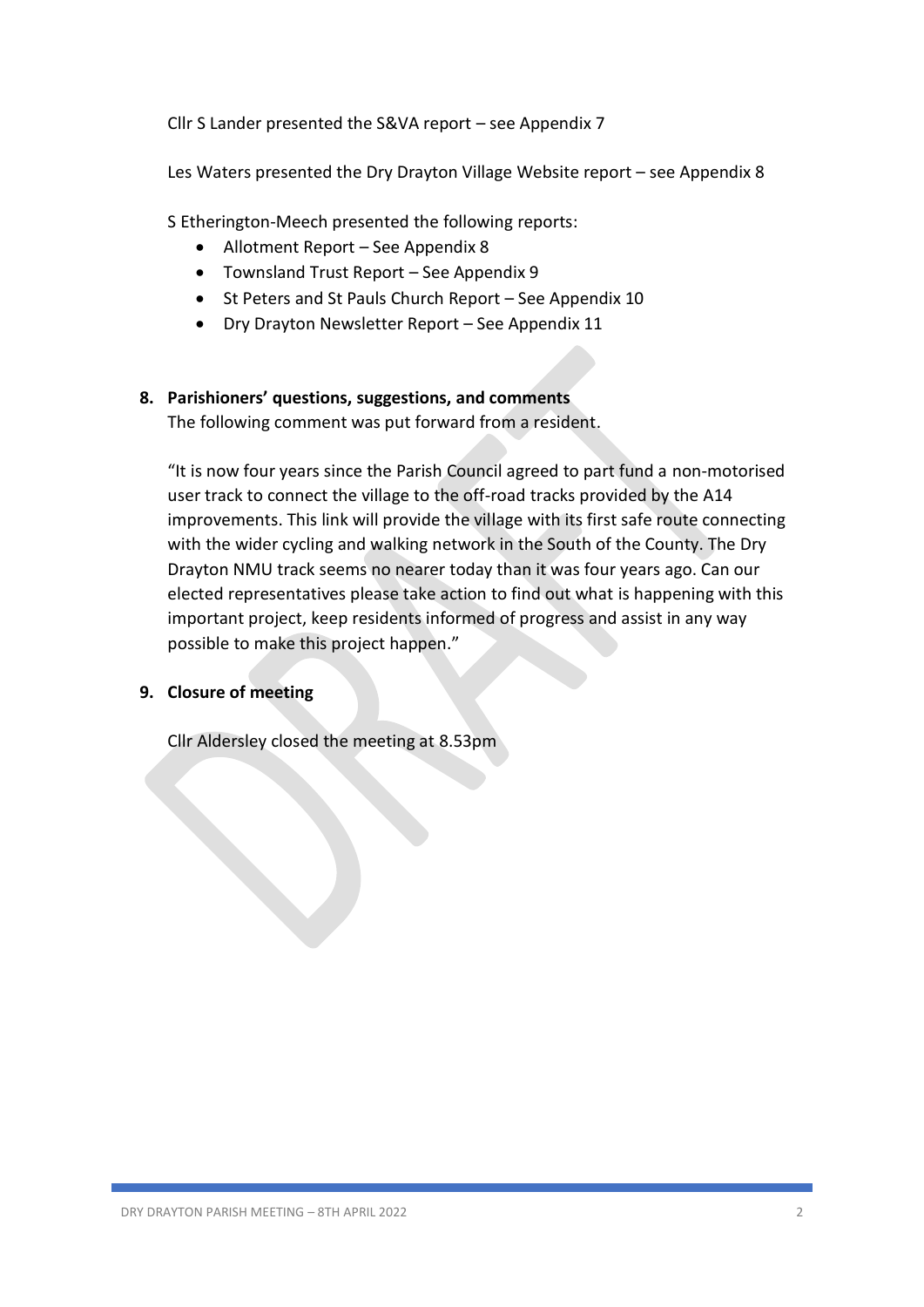Cllr S Lander presented the S&VA report – see Appendix 7

Les Waters presented the Dry Drayton Village Website report – see Appendix 8

S Etherington-Meech presented the following reports:

- Allotment Report – See Appendix 8
- Townsland Trust Report – See Appendix 9
- St Peters and St Pauls Church Report – See Appendix 10
- Dry Drayton Newsletter Report – See Appendix 11

**8. Parishioners' questions, suggestions, and comments**

The following comment was put forward from a resident.

"It is now four years since the Parish Council agreed to part fund a non-motorised user track to connect the village to the off-road tracks provided by the A14 improvements. This link will provide the village with its first safe route connecting with the wider cycling and walking network in the South of the County. The Dry Drayton NMU track seems no nearer today than it was four years ago. Can our elected representatives please take action to find out what is happening with this important project, keep residents informed of progress and assist in any way possible to make this project happen."

**9. Closure of meeting**

Cllr Aldersley closed the meeting at 8.53pm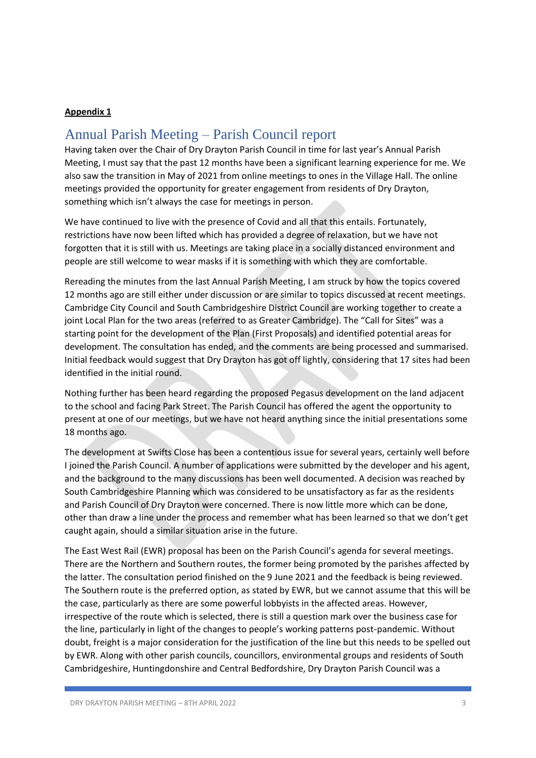**Appendix 1**

# Annual Parish Meeting – Parish Council report

Having taken over the Chair of Dry Drayton Parish Council in time for last year's Annual Parish Meeting, I must say that the past 12 months have been a significant learning experience for me. We also saw the transition in May of 2021 from online meetings to ones in the Village Hall. The online meetings provided the opportunity for greater engagement from residents of Dry Drayton, something which isn't always the case for meetings in person.

We have continued to live with the presence of Covid and all that this entails. Fortunately, restrictions have now been lifted which has provided a degree of relaxation, but we have not forgotten that it is still with us. Meetings are taking place in a socially distanced environment and people are still welcome to wear masks if it is something with which they are comfortable.

Rereading the minutes from the last Annual Parish Meeting, I am struck by how the topics covered 12 months ago are still either under discussion or are similar to topics discussed at recent meetings. Cambridge City Council and South Cambridgeshire District Council are working together to create a joint Local Plan for the two areas (referred to as Greater Cambridge). The "Call for Sites" was a starting point for the development of the Plan (First Proposals) and identified potential areas for development. The consultation has ended, and the comments are being processed and summarised. Initial feedback would suggest that Dry Drayton has got off lightly, considering that 17 sites had been identified in the initial round.

Nothing further has been heard regarding the proposed Pegasus development on the land adjacent to the school and facing Park Street. The Parish Council has offered the agent the opportunity to present at one of our meetings, but we have not heard anything since the initial presentations some 18 months ago.

The development at Swifts Close has been a contentious issue for several years, certainly well before I joined the Parish Council. A number of applications were submitted by the developer and his agent, and the background to the many discussions has been well documented. A decision was reached by South Cambridgeshire Planning which was considered to be unsatisfactory as far as the residents and Parish Council of Dry Drayton were concerned. There is now little more which can be done, other than draw a line under the process and remember what has been learned so that we don't get caught again, should a similar situation arise in the future.

The East West Rail (EWR) proposal has been on the Parish Council's agenda for several meetings. There are the Northern and Southern routes, the former being promoted by the parishes affected by the latter. The consultation period finished on the 9 June 2021 and the feedback is being reviewed. The Southern route is the preferred option, as stated by EWR, but we cannot assume that this will be the case, particularly as there are some powerful lobbyists in the affected areas. However, irrespective of the route which is selected, there is still a question mark over the business case for the line, particularly in light of the changes to people's working patterns post-pandemic. Without doubt, freight is a major consideration for the justification of the line but this needs to be spelled out by EWR. Along with other parish councils, councillors, environmental groups and residents of South Cambridgeshire, Huntingdonshire and Central Bedfordshire, Dry Drayton Parish Council was a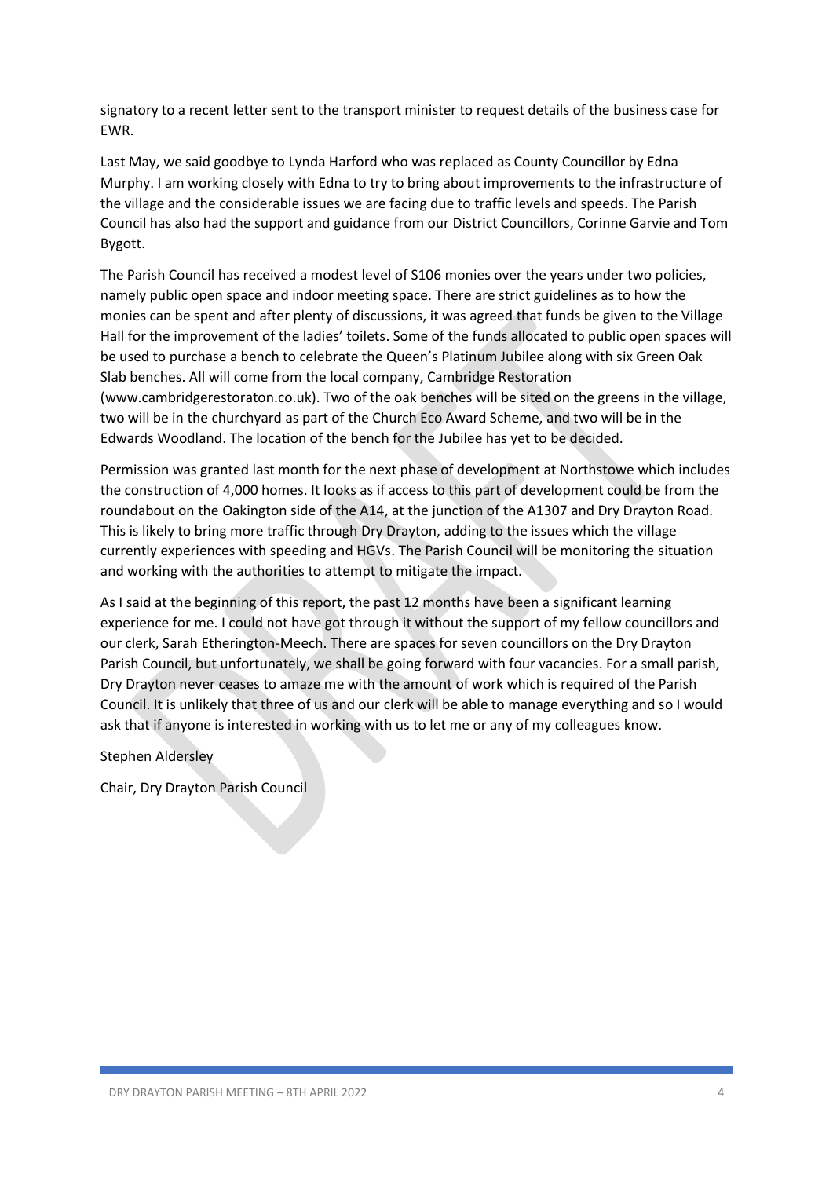signatory to a recent letter sent to the transport minister to request details of the business case for EWR.

Last May, we said goodbye to Lynda Harford who was replaced as County Councillor by Edna Murphy. I am working closely with Edna to try to bring about improvements to the infrastructure of the village and the considerable issues we are facing due to traffic levels and speeds. The Parish Council has also had the support and guidance from our District Councillors, Corinne Garvie and Tom Bygott.

The Parish Council has received a modest level of S106 monies over the years under two policies, namely public open space and indoor meeting space. There are strict guidelines as to how the monies can be spent and after plenty of discussions, it was agreed that funds be given to the Village Hall for the improvement of the ladies' toilets. Some of the funds allocated to public open spaces will be used to purchase a bench to celebrate the Queen's Platinum Jubilee along with six Green Oak Slab benches. All will come from the local company, Cambridge Restoration (www.cambridgerestoraton.co.uk). Two of the oak benches will be sited on the greens in the village, two will be in the churchyard as part of the Church Eco Award Scheme, and two will be in the Edwards Woodland. The location of the bench for the Jubilee has yet to be decided.

Permission was granted last month for the next phase of development at Northstowe which includes the construction of 4,000 homes. It looks as if access to this part of development could be from the roundabout on the Oakington side of the A14, at the junction of the A1307 and Dry Drayton Road. This is likely to bring more traffic through Dry Drayton, adding to the issues which the village currently experiences with speeding and HGVs. The Parish Council will be monitoring the situation and working with the authorities to attempt to mitigate the impact.

As I said at the beginning of this report, the past 12 months have been a significant learning experience for me. I could not have got through it without the support of my fellow councillors and our clerk, Sarah Etherington-Meech. There are spaces for seven councillors on the Dry Drayton Parish Council, but unfortunately, we shall be going forward with four vacancies. For a small parish, Dry Drayton never ceases to amaze me with the amount of work which is required of the Parish Council. It is unlikely that three of us and our clerk will be able to manage everything and so I would ask that if anyone is interested in working with us to let me or any of my colleagues know.

Stephen Aldersley

Chair, Dry Drayton Parish Council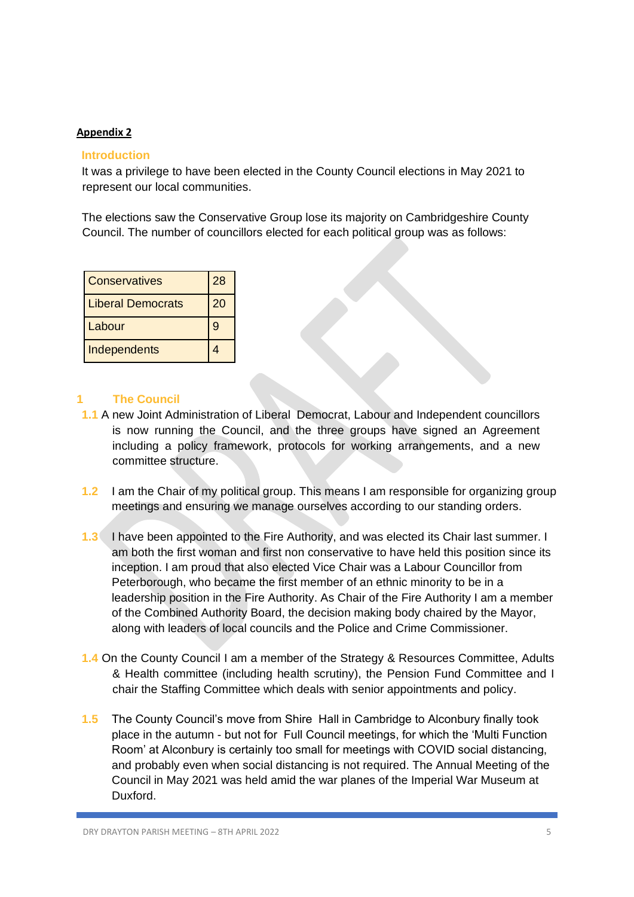**Appendix 2**

## Introduction

It was a privilege to have been elected in the County Council elections in May 2021 to represent our local communities.

The elections saw the Conservative Group lose its majority on Cambridgeshire County Council. The number of councillors elected for each political group was as follows:

| | |
|---|---|
| Conservatives | 28 |
| Liberal Democrats | 20 |
| Labour | 9 |
| Independents | 4 |

## 1 The Council

1.1 A new Joint Administration of Liberal Democrat, Labour and Independent councillors is now running the Council, and the three groups have signed an Agreement including a policy framework, protocols for working arrangements, and a new committee structure.

1.2 I am the Chair of my political group. This means I am responsible for organizing group meetings and ensuring we manage ourselves according to our standing orders.

1.3 I have been appointed to the Fire Authority, and was elected its Chair last summer. I am both the first woman and first non conservative to have held this position since its inception. I am proud that also elected Vice Chair was a Labour Councillor from Peterborough, who became the first member of an ethnic minority to be in a leadership position in the Fire Authority. As Chair of the Fire Authority I am a member of the Combined Authority Board, the decision making body chaired by the Mayor, along with leaders of local councils and the Police and Crime Commissioner.

1.4 On the County Council I am a member of the Strategy & Resources Committee, Adults & Health committee (including health scrutiny), the Pension Fund Committee and I chair the Staffing Committee which deals with senior appointments and policy.

1.5 The County Council's move from Shire Hall in Cambridge to Alconbury finally took place in the autumn - but not for Full Council meetings, for which the 'Multi Function Room' at Alconbury is certainly too small for meetings with COVID social distancing, and probably even when social distancing is not required. The Annual Meeting of the Council in May 2021 was held amid the war planes of the Imperial War Museum at Duxford.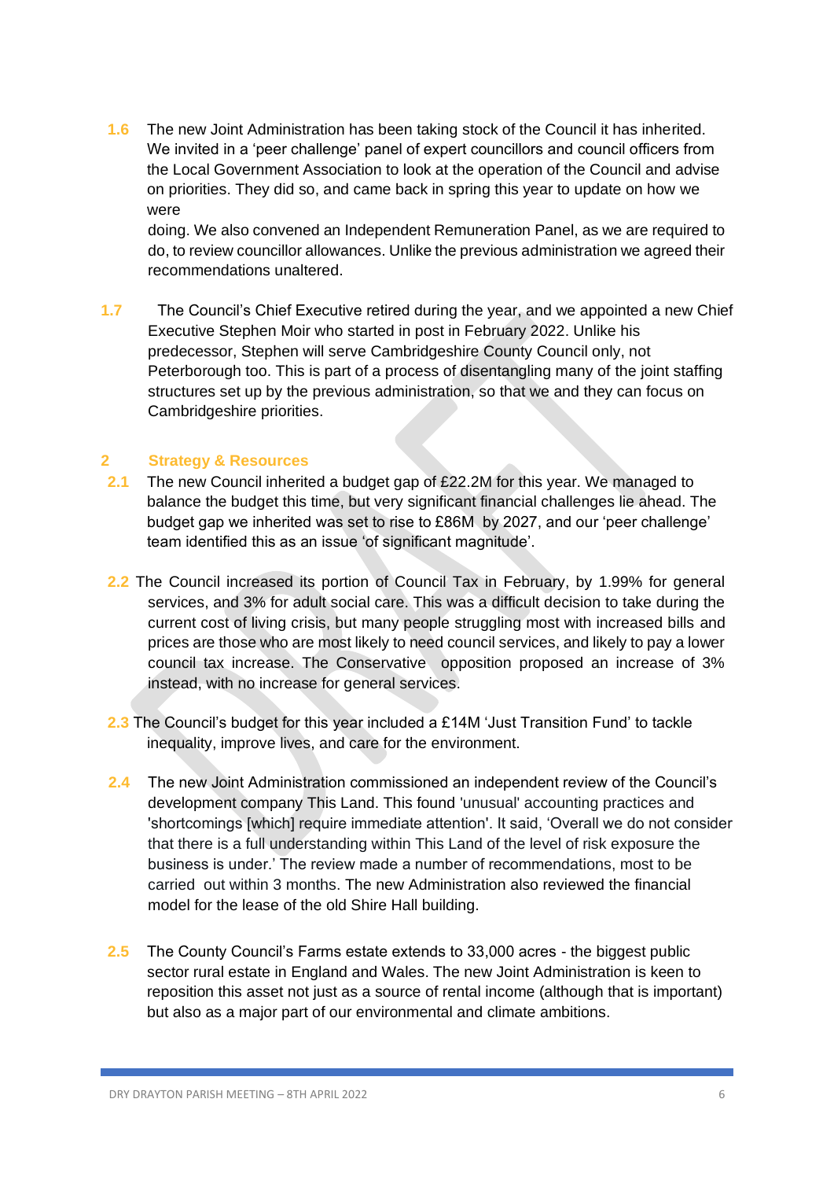1.6 The new Joint Administration has been taking stock of the Council it has inherited. We invited in a 'peer challenge' panel of expert councillors and council officers from the Local Government Association to look at the operation of the Council and advise on priorities. They did so, and came back in spring this year to update on how we were doing. We also convened an Independent Remuneration Panel, as we are required to do, to review councillor allowances. Unlike the previous administration we agreed their recommendations unaltered.

1.7 The Council's Chief Executive retired during the year, and we appointed a new Chief Executive Stephen Moir who started in post in February 2022. Unlike his predecessor, Stephen will serve Cambridgeshire County Council only, not Peterborough too. This is part of a process of disentangling many of the joint staffing structures set up by the previous administration, so that we and they can focus on Cambridgeshire priorities.

## 2 Strategy & Resources

2.1 The new Council inherited a budget gap of £22.2M for this year. We managed to balance the budget this time, but very significant financial challenges lie ahead. The budget gap we inherited was set to rise to £86M by 2027, and our 'peer challenge' team identified this as an issue 'of significant magnitude'.

2.2 The Council increased its portion of Council Tax in February, by 1.99% for general services, and 3% for adult social care. This was a difficult decision to take during the current cost of living crisis, but many people struggling most with increased bills and prices are those who are most likely to need council services, and likely to pay a lower council tax increase. The Conservative opposition proposed an increase of 3% instead, with no increase for general services.

2.3 The Council's budget for this year included a £14M 'Just Transition Fund' to tackle inequality, improve lives, and care for the environment.

2.4 The new Joint Administration commissioned an independent review of the Council's development company This Land. This found 'unusual' accounting practices and 'shortcomings [which] require immediate attention'. It said, 'Overall we do not consider that there is a full understanding within This Land of the level of risk exposure the business is under.' The review made a number of recommendations, most to be carried out within 3 months. The new Administration also reviewed the financial model for the lease of the old Shire Hall building.

2.5 The County Council's Farms estate extends to 33,000 acres - the biggest public sector rural estate in England and Wales. The new Joint Administration is keen to reposition this asset not just as a source of rental income (although that is important) but also as a major part of our environmental and climate ambitions.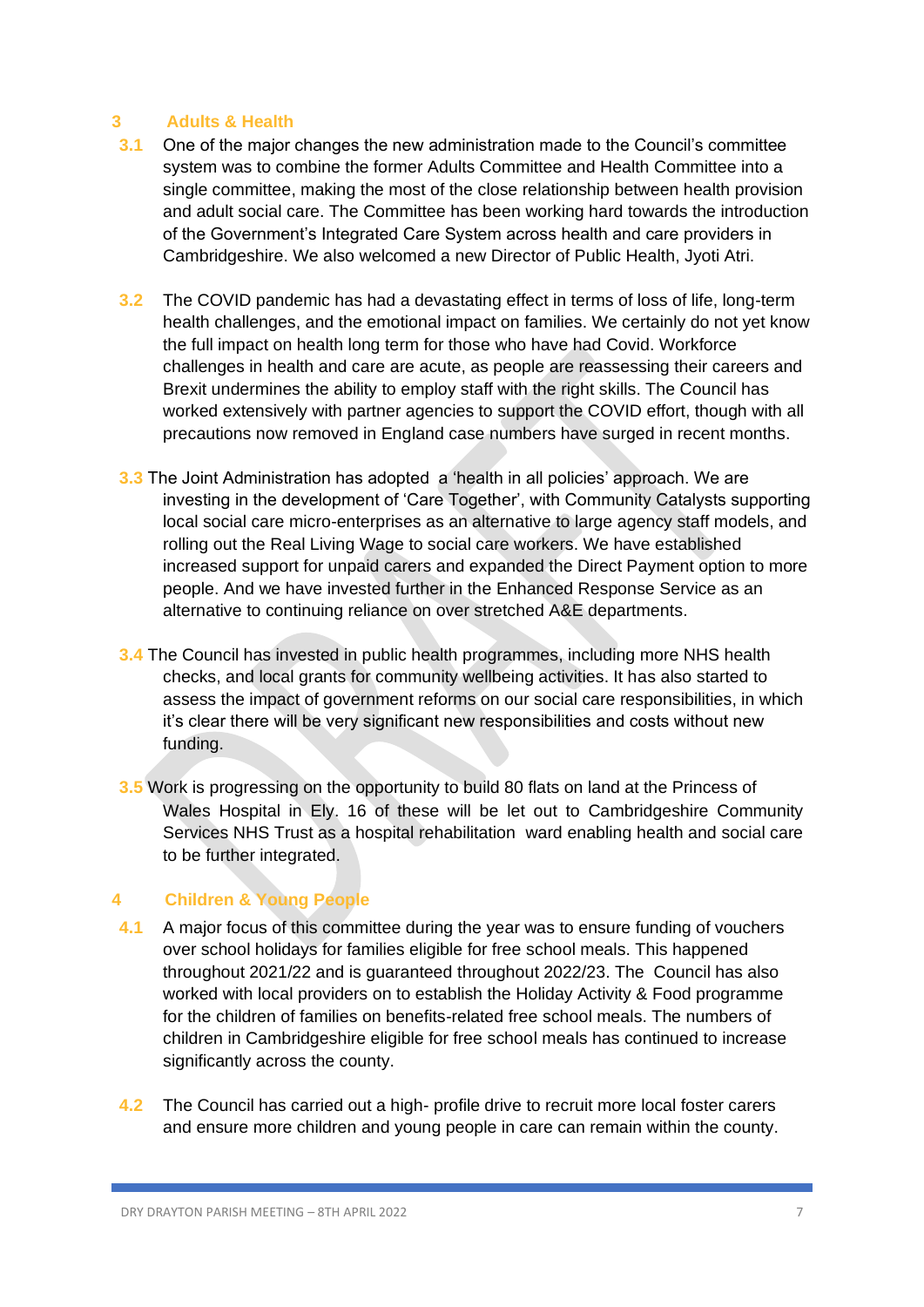## 3 Adults & Health

**3.1** One of the major changes the new administration made to the Council's committee system was to combine the former Adults Committee and Health Committee into a single committee, making the most of the close relationship between health provision and adult social care. The Committee has been working hard towards the introduction of the Government's Integrated Care System across health and care providers in Cambridgeshire. We also welcomed a new Director of Public Health, Jyoti Atri.

**3.2** The COVID pandemic has had a devastating effect in terms of loss of life, long-term health challenges, and the emotional impact on families. We certainly do not yet know the full impact on health long term for those who have had Covid. Workforce challenges in health and care are acute, as people are reassessing their careers and Brexit undermines the ability to employ staff with the right skills. The Council has worked extensively with partner agencies to support the COVID effort, though with all precautions now removed in England case numbers have surged in recent months.

**3.3** The Joint Administration has adopted a 'health in all policies' approach. We are investing in the development of 'Care Together', with Community Catalysts supporting local social care micro-enterprises as an alternative to large agency staff models, and rolling out the Real Living Wage to social care workers. We have established increased support for unpaid carers and expanded the Direct Payment option to more people. And we have invested further in the Enhanced Response Service as an alternative to continuing reliance on over stretched A&E departments.

**3.4** The Council has invested in public health programmes, including more NHS health checks, and local grants for community wellbeing activities. It has also started to assess the impact of government reforms on our social care responsibilities, in which it's clear there will be very significant new responsibilities and costs without new funding.

**3.5** Work is progressing on the opportunity to build 80 flats on land at the Princess of Wales Hospital in Ely. 16 of these will be let out to Cambridgeshire Community Services NHS Trust as a hospital rehabilitation ward enabling health and social care to be further integrated.

## 4 Children & Young People

**4.1** A major focus of this committee during the year was to ensure funding of vouchers over school holidays for families eligible for free school meals. This happened throughout 2021/22 and is guaranteed throughout 2022/23. The Council has also worked with local providers on to establish the Holiday Activity & Food programme for the children of families on benefits-related free school meals. The numbers of children in Cambridgeshire eligible for free school meals has continued to increase significantly across the county.

**4.2** The Council has carried out a high- profile drive to recruit more local foster carers and ensure more children and young people in care can remain within the county.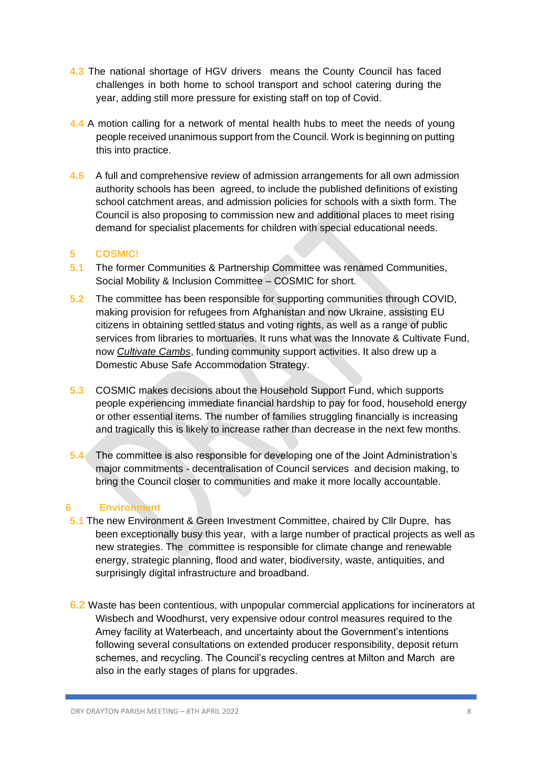**4.3** The national shortage of HGV drivers means the County Council has faced challenges in both home to school transport and school catering during the year, adding still more pressure for existing staff on top of Covid.

**4.4** A motion calling for a network of mental health hubs to meet the needs of young people received unanimous support from the Council. Work is beginning on putting this into practice.

**4.5** A full and comprehensive review of admission arrangements for all own admission authority schools has been agreed, to include the published definitions of existing school catchment areas, and admission policies for schools with a sixth form. The Council is also proposing to commission new and additional places to meet rising demand for specialist placements for children with special educational needs.

## 5 COSMIC!

**5.1** The former Communities & Partnership Committee was renamed Communities, Social Mobility & Inclusion Committee – COSMIC for short.

**5.2** The committee has been responsible for supporting communities through COVID, making provision for refugees from Afghanistan and now Ukraine, assisting EU citizens in obtaining settled status and voting rights, as well as a range of public services from libraries to mortuaries. It runs what was the Innovate & Cultivate Fund, now *Cultivate Cambs*, funding community support activities. It also drew up a Domestic Abuse Safe Accommodation Strategy.

**5.3** COSMIC makes decisions about the Household Support Fund, which supports people experiencing immediate financial hardship to pay for food, household energy or other essential items. The number of families struggling financially is increasing and tragically this is likely to increase rather than decrease in the next few months.

**5.4** The committee is also responsible for developing one of the Joint Administration's major commitments - decentralisation of Council services and decision making, to bring the Council closer to communities and make it more locally accountable.

## 6 Environment

**5.1** The new Environment & Green Investment Committee, chaired by Cllr Dupre, has been exceptionally busy this year, with a large number of practical projects as well as new strategies. The committee is responsible for climate change and renewable energy, strategic planning, flood and water, biodiversity, waste, antiquities, and surprisingly digital infrastructure and broadband.

**6.2** Waste has been contentious, with unpopular commercial applications for incinerators at Wisbech and Woodhurst, very expensive odour control measures required to the Amey facility at Waterbeach, and uncertainty about the Government's intentions following several consultations on extended producer responsibility, deposit return schemes, and recycling. The Council's recycling centres at Milton and March are also in the early stages of plans for upgrades.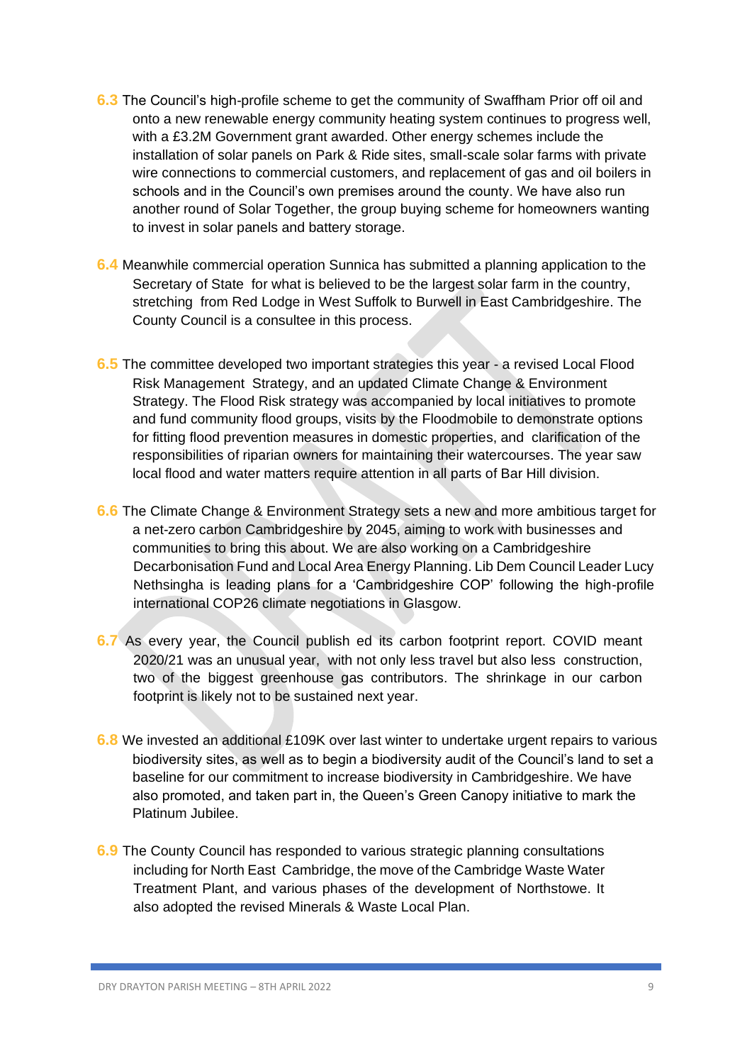**6.3** The Council's high-profile scheme to get the community of Swaffham Prior off oil and onto a new renewable energy community heating system continues to progress well, with a £3.2M Government grant awarded. Other energy schemes include the installation of solar panels on Park & Ride sites, small-scale solar farms with private wire connections to commercial customers, and replacement of gas and oil boilers in schools and in the Council's own premises around the county. We have also run another round of Solar Together, the group buying scheme for homeowners wanting to invest in solar panels and battery storage.

**6.4** Meanwhile commercial operation Sunnica has submitted a planning application to the Secretary of State for what is believed to be the largest solar farm in the country, stretching from Red Lodge in West Suffolk to Burwell in East Cambridgeshire. The County Council is a consultee in this process.

**6.5** The committee developed two important strategies this year - a revised Local Flood Risk Management Strategy, and an updated Climate Change & Environment Strategy. The Flood Risk strategy was accompanied by local initiatives to promote and fund community flood groups, visits by the Floodmobile to demonstrate options for fitting flood prevention measures in domestic properties, and clarification of the responsibilities of riparian owners for maintaining their watercourses. The year saw local flood and water matters require attention in all parts of Bar Hill division.

**6.6** The Climate Change & Environment Strategy sets a new and more ambitious target for a net-zero carbon Cambridgeshire by 2045, aiming to work with businesses and communities to bring this about. We are also working on a Cambridgeshire Decarbonisation Fund and Local Area Energy Planning. Lib Dem Council Leader Lucy Nethsingha is leading plans for a 'Cambridgeshire COP' following the high-profile international COP26 climate negotiations in Glasgow.

**6.7** As every year, the Council publish ed its carbon footprint report. COVID meant 2020/21 was an unusual year, with not only less travel but also less construction, two of the biggest greenhouse gas contributors. The shrinkage in our carbon footprint is likely not to be sustained next year.

**6.8** We invested an additional £109K over last winter to undertake urgent repairs to various biodiversity sites, as well as to begin a biodiversity audit of the Council's land to set a baseline for our commitment to increase biodiversity in Cambridgeshire. We have also promoted, and taken part in, the Queen's Green Canopy initiative to mark the Platinum Jubilee.

**6.9** The County Council has responded to various strategic planning consultations including for North East Cambridge, the move of the Cambridge Waste Water Treatment Plant, and various phases of the development of Northstowe. It also adopted the revised Minerals & Waste Local Plan.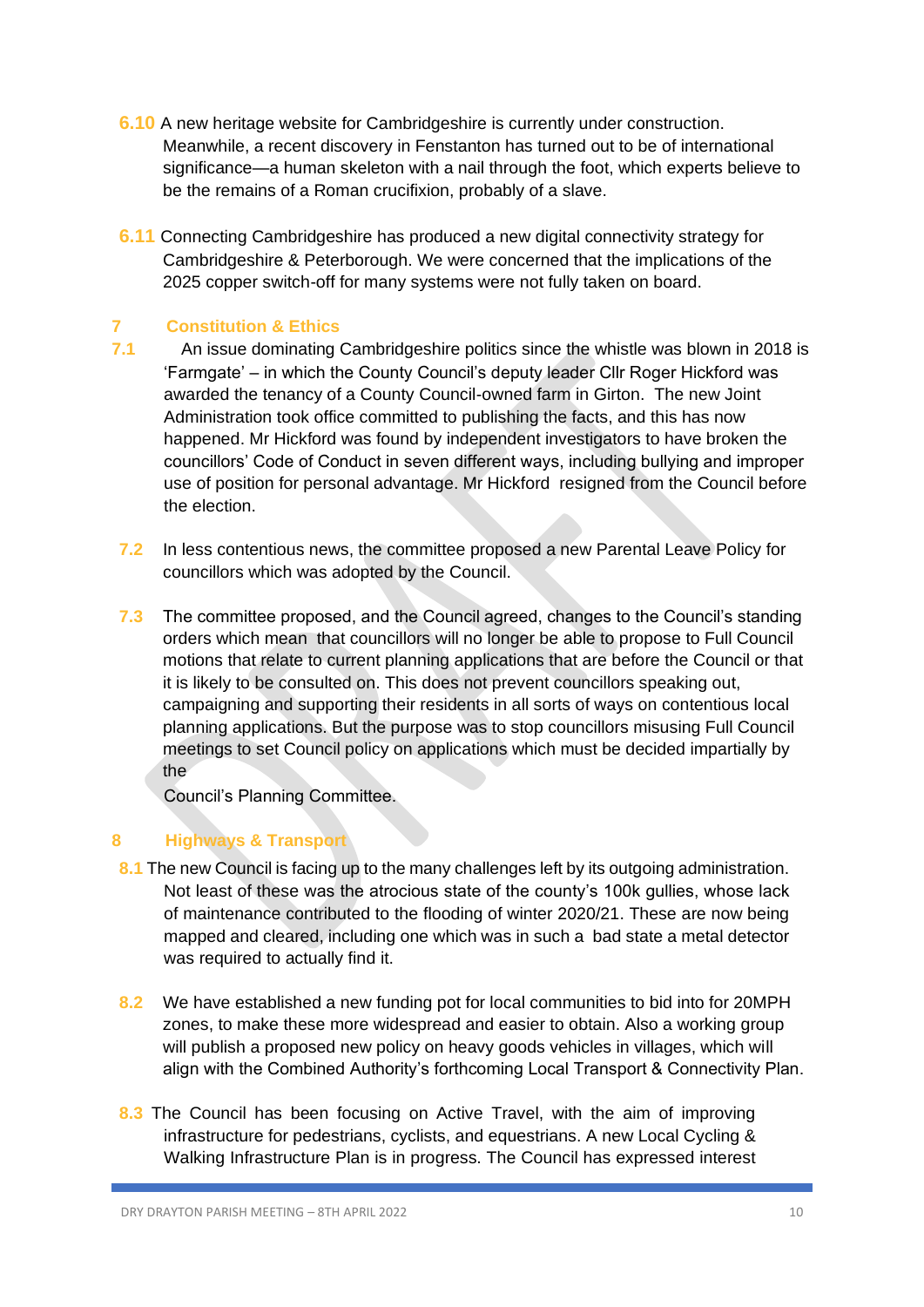**6.10** A new heritage website for Cambridgeshire is currently under construction. Meanwhile, a recent discovery in Fenstanton has turned out to be of international significance—a human skeleton with a nail through the foot, which experts believe to be the remains of a Roman crucifixion, probably of a slave.

**6.11** Connecting Cambridgeshire has produced a new digital connectivity strategy for Cambridgeshire & Peterborough. We were concerned that the implications of the 2025 copper switch-off for many systems were not fully taken on board.

## 7 Constitution & Ethics

**7.1** An issue dominating Cambridgeshire politics since the whistle was blown in 2018 is 'Farmgate' – in which the County Council's deputy leader Cllr Roger Hickford was awarded the tenancy of a County Council-owned farm in Girton. The new Joint Administration took office committed to publishing the facts, and this has now happened. Mr Hickford was found by independent investigators to have broken the councillors' Code of Conduct in seven different ways, including bullying and improper use of position for personal advantage. Mr Hickford resigned from the Council before the election.

**7.2** In less contentious news, the committee proposed a new Parental Leave Policy for councillors which was adopted by the Council.

**7.3** The committee proposed, and the Council agreed, changes to the Council's standing orders which mean that councillors will no longer be able to propose to Full Council motions that relate to current planning applications that are before the Council or that it is likely to be consulted on. This does not prevent councillors speaking out, campaigning and supporting their residents in all sorts of ways on contentious local planning applications. But the purpose was to stop councillors misusing Full Council meetings to set Council policy on applications which must be decided impartially by the Council's Planning Committee.

## 8 Highways & Transport

**8.1** The new Council is facing up to the many challenges left by its outgoing administration. Not least of these was the atrocious state of the county's 100k gullies, whose lack of maintenance contributed to the flooding of winter 2020/21. These are now being mapped and cleared, including one which was in such a bad state a metal detector was required to actually find it.

**8.2** We have established a new funding pot for local communities to bid into for 20MPH zones, to make these more widespread and easier to obtain. Also a working group will publish a proposed new policy on heavy goods vehicles in villages, which will align with the Combined Authority's forthcoming Local Transport & Connectivity Plan.

**8.3** The Council has been focusing on Active Travel, with the aim of improving infrastructure for pedestrians, cyclists, and equestrians. A new Local Cycling & Walking Infrastructure Plan is in progress. The Council has expressed interest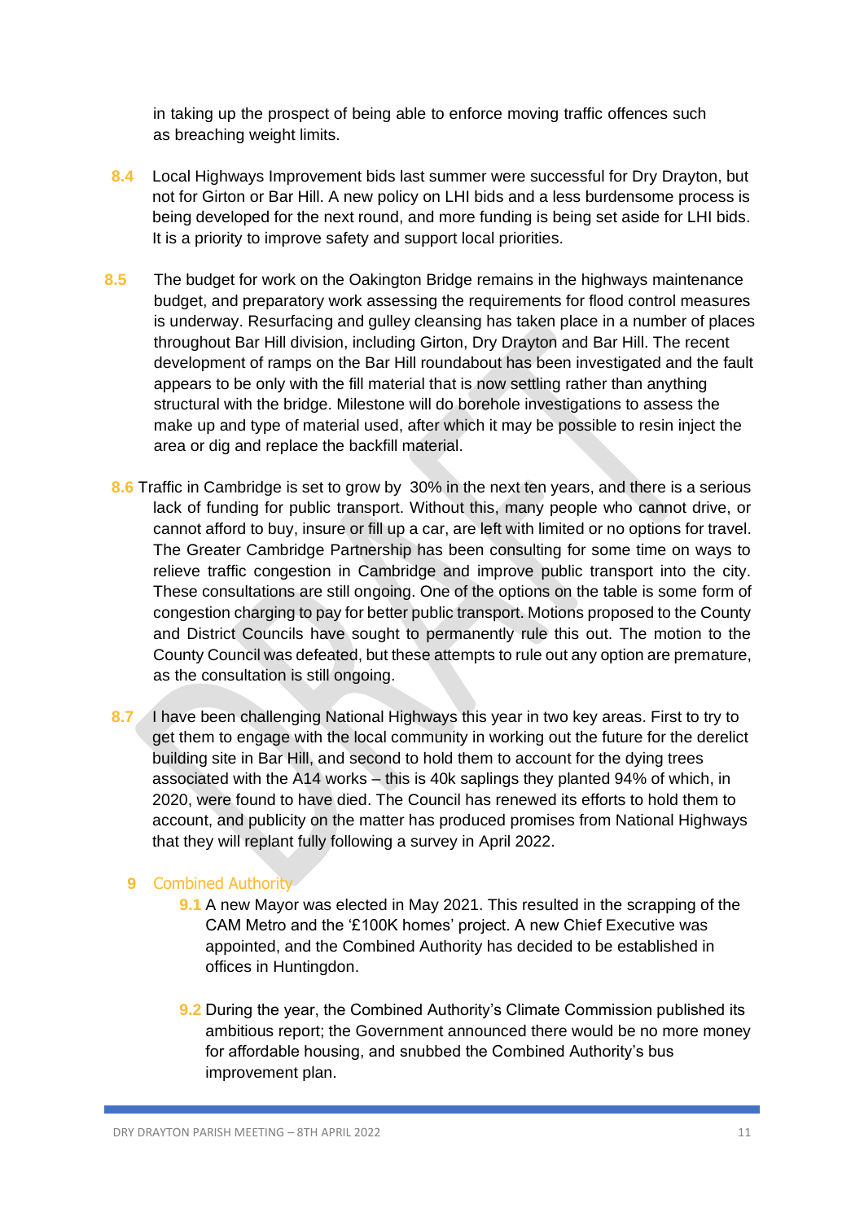in taking up the prospect of being able to enforce moving traffic offences such as breaching weight limits.

**8.4** Local Highways Improvement bids last summer were successful for Dry Drayton, but not for Girton or Bar Hill. A new policy on LHI bids and a less burdensome process is being developed for the next round, and more funding is being set aside for LHI bids. It is a priority to improve safety and support local priorities.

**8.5** The budget for work on the Oakington Bridge remains in the highways maintenance budget, and preparatory work assessing the requirements for flood control measures is underway. Resurfacing and gulley cleansing has taken place in a number of places throughout Bar Hill division, including Girton, Dry Drayton and Bar Hill. The recent development of ramps on the Bar Hill roundabout has been investigated and the fault appears to be only with the fill material that is now settling rather than anything structural with the bridge. Milestone will do borehole investigations to assess the make up and type of material used, after which it may be possible to resin inject the area or dig and replace the backfill material.

**8.6** Traffic in Cambridge is set to grow by 30% in the next ten years, and there is a serious lack of funding for public transport. Without this, many people who cannot drive, or cannot afford to buy, insure or fill up a car, are left with limited or no options for travel. The Greater Cambridge Partnership has been consulting for some time on ways to relieve traffic congestion in Cambridge and improve public transport into the city. These consultations are still ongoing. One of the options on the table is some form of congestion charging to pay for better public transport. Motions proposed to the County and District Councils have sought to permanently rule this out. The motion to the County Council was defeated, but these attempts to rule out any option are premature, as the consultation is still ongoing.

**8.7** I have been challenging National Highways this year in two key areas. First to try to get them to engage with the local community in working out the future for the derelict building site in Bar Hill, and second to hold them to account for the dying trees associated with the A14 works – this is 40k saplings they planted 94% of which, in 2020, were found to have died. The Council has renewed its efforts to hold them to account, and publicity on the matter has produced promises from National Highways that they will replant fully following a survey in April 2022.

## 9 Combined Authority

**9.1** A new Mayor was elected in May 2021. This resulted in the scrapping of the CAM Metro and the '£100K homes' project. A new Chief Executive was appointed, and the Combined Authority has decided to be established in offices in Huntingdon.

**9.2** During the year, the Combined Authority's Climate Commission published its ambitious report; the Government announced there would be no more money for affordable housing, and snubbed the Combined Authority's bus improvement plan.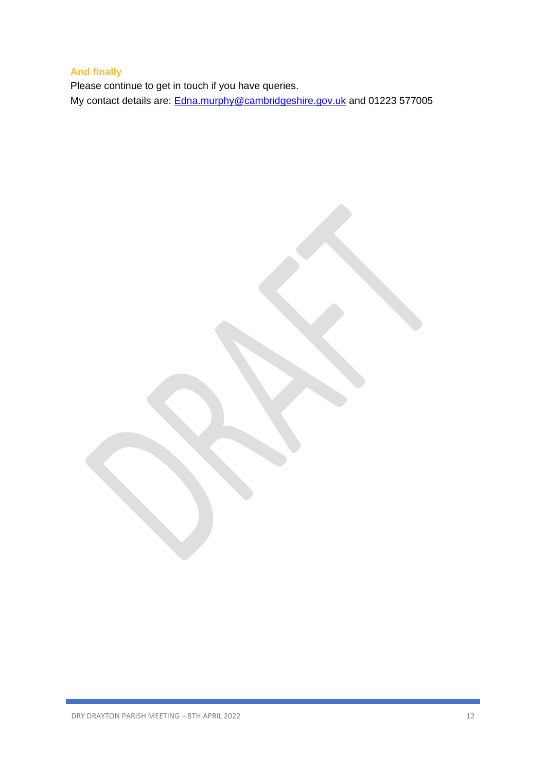### And finally

Please continue to get in touch if you have queries.
My contact details are: Edna.murphy@cambridgeshire.gov.uk and 01223 577005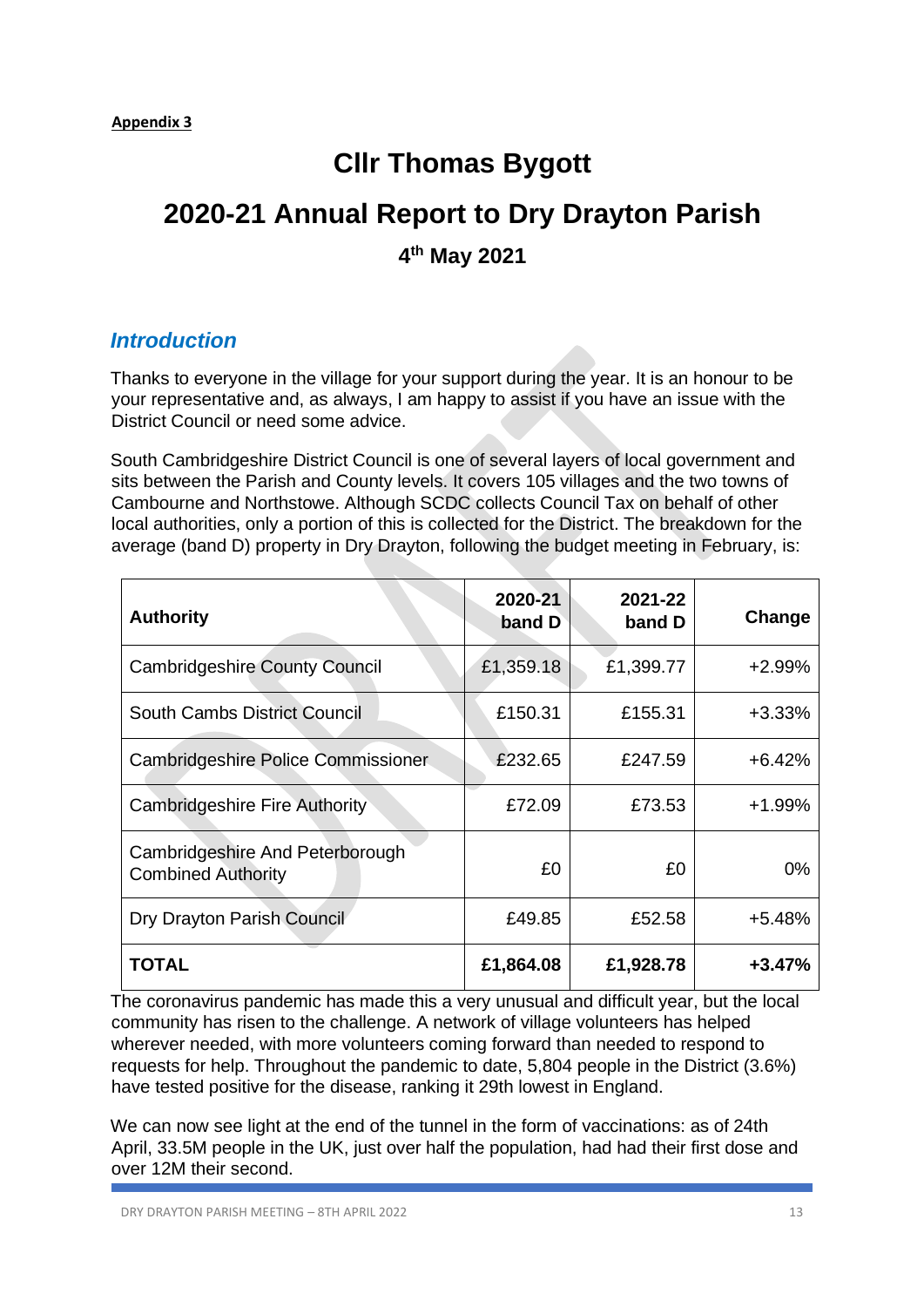**Appendix 3**

# Cllr Thomas Bygott

# 2020-21 Annual Report to Dry Drayton Parish

### 4th May 2021

## *Introduction*

Thanks to everyone in the village for your support during the year. It is an honour to be your representative and, as always, I am happy to assist if you have an issue with the District Council or need some advice.

South Cambridgeshire District Council is one of several layers of local government and sits between the Parish and County levels. It covers 105 villages and the two towns of Cambourne and Northstowe. Although SCDC collects Council Tax on behalf of other local authorities, only a portion of this is collected for the District. The breakdown for the average (band D) property in Dry Drayton, following the budget meeting in February, is:

| Authority | 2020-21 band D | 2021-22 band D | Change |
|---|---|---|---|
| Cambridgeshire County Council | £1,359.18 | £1,399.77 | +2.99% |
| South Cambs District Council | £150.31 | £155.31 | +3.33% |
| Cambridgeshire Police Commissioner | £232.65 | £247.59 | +6.42% |
| Cambridgeshire Fire Authority | £72.09 | £73.53 | +1.99% |
| Cambridgeshire And Peterborough Combined Authority | £0 | £0 | 0% |
| Dry Drayton Parish Council | £49.85 | £52.58 | +5.48% |
| **TOTAL** | **£1,864.08** | **£1,928.78** | **+3.47%** |

The coronavirus pandemic has made this a very unusual and difficult year, but the local community has risen to the challenge. A network of village volunteers has helped wherever needed, with more volunteers coming forward than needed to respond to requests for help. Throughout the pandemic to date, 5,804 people in the District (3.6%) have tested positive for the disease, ranking it 29th lowest in England.

We can now see light at the end of the tunnel in the form of vaccinations: as of 24th April, 33.5M people in the UK, just over half the population, had had their first dose and over 12M their second.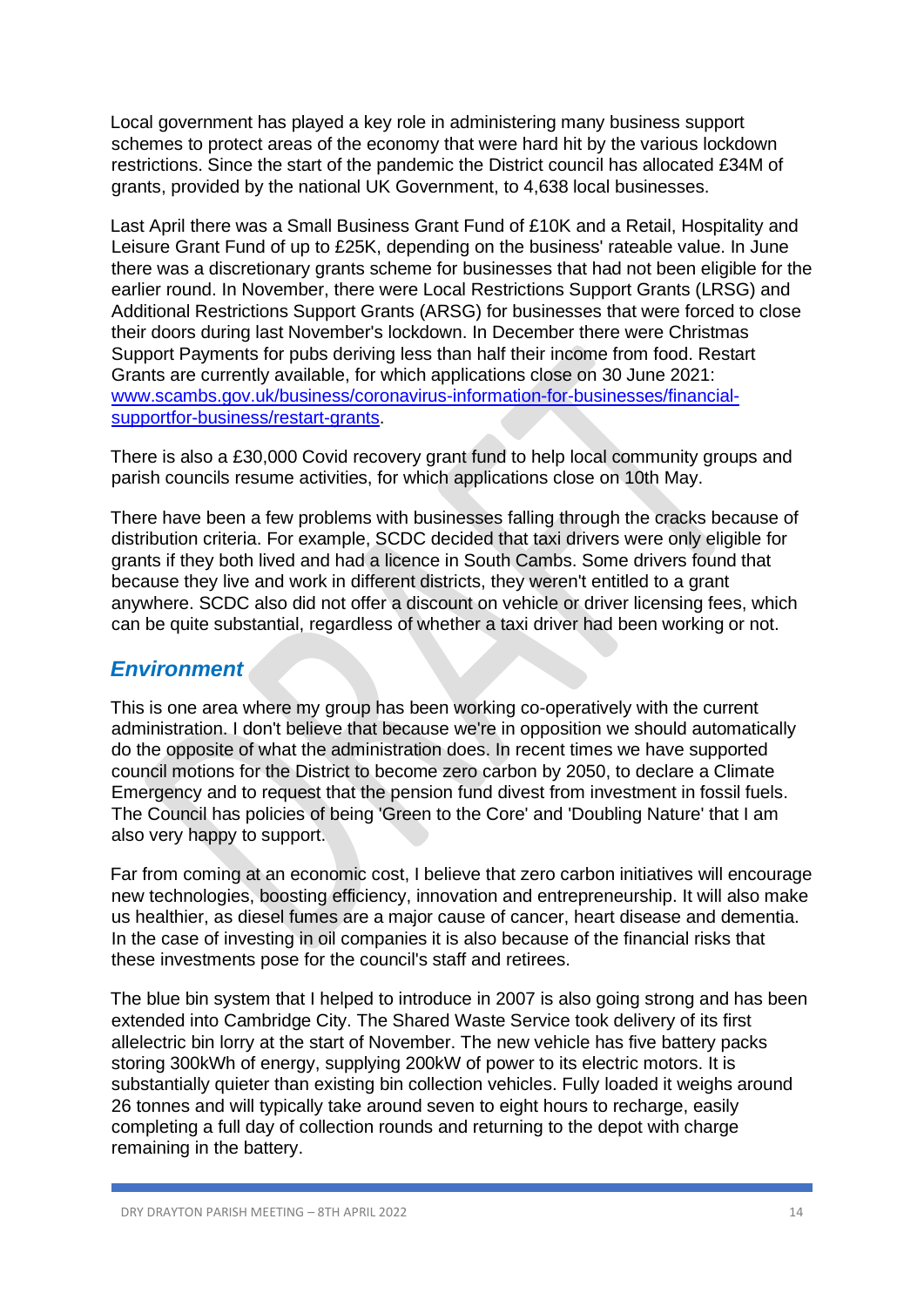Local government has played a key role in administering many business support schemes to protect areas of the economy that were hard hit by the various lockdown restrictions. Since the start of the pandemic the District council has allocated £34M of grants, provided by the national UK Government, to 4,638 local businesses.

Last April there was a Small Business Grant Fund of £10K and a Retail, Hospitality and Leisure Grant Fund of up to £25K, depending on the business' rateable value. In June there was a discretionary grants scheme for businesses that had not been eligible for the earlier round. In November, there were Local Restrictions Support Grants (LRSG) and Additional Restrictions Support Grants (ARSG) for businesses that were forced to close their doors during last November's lockdown. In December there were Christmas Support Payments for pubs deriving less than half their income from food. Restart Grants are currently available, for which applications close on 30 June 2021: [www.scambs.gov.uk/business/coronavirus-information-for-businesses/financial-supportfor-business/restart-grants](www.scambs.gov.uk/business/coronavirus-information-for-businesses/financial-supportfor-business/restart-grants).

There is also a £30,000 Covid recovery grant fund to help local community groups and parish councils resume activities, for which applications close on 10th May.

There have been a few problems with businesses falling through the cracks because of distribution criteria. For example, SCDC decided that taxi drivers were only eligible for grants if they both lived and had a licence in South Cambs. Some drivers found that because they live and work in different districts, they weren't entitled to a grant anywhere. SCDC also did not offer a discount on vehicle or driver licensing fees, which can be quite substantial, regardless of whether a taxi driver had been working or not.

## *Environment*

This is one area where my group has been working co-operatively with the current administration. I don't believe that because we're in opposition we should automatically do the opposite of what the administration does. In recent times we have supported council motions for the District to become zero carbon by 2050, to declare a Climate Emergency and to request that the pension fund divest from investment in fossil fuels. The Council has policies of being 'Green to the Core' and 'Doubling Nature' that I am also very happy to support.

Far from coming at an economic cost, I believe that zero carbon initiatives will encourage new technologies, boosting efficiency, innovation and entrepreneurship. It will also make us healthier, as diesel fumes are a major cause of cancer, heart disease and dementia. In the case of investing in oil companies it is also because of the financial risks that these investments pose for the council's staff and retirees.

The blue bin system that I helped to introduce in 2007 is also going strong and has been extended into Cambridge City. The Shared Waste Service took delivery of its first allelectric bin lorry at the start of November. The new vehicle has five battery packs storing 300kWh of energy, supplying 200kW of power to its electric motors. It is substantially quieter than existing bin collection vehicles. Fully loaded it weighs around 26 tonnes and will typically take around seven to eight hours to recharge, easily completing a full day of collection rounds and returning to the depot with charge remaining in the battery.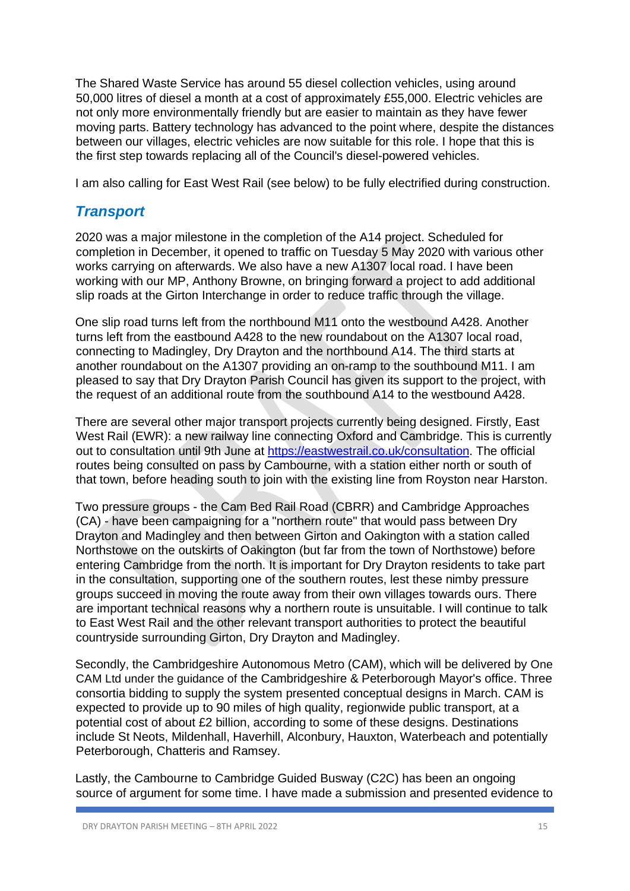The Shared Waste Service has around 55 diesel collection vehicles, using around 50,000 litres of diesel a month at a cost of approximately £55,000. Electric vehicles are not only more environmentally friendly but are easier to maintain as they have fewer moving parts. Battery technology has advanced to the point where, despite the distances between our villages, electric vehicles are now suitable for this role. I hope that this is the first step towards replacing all of the Council's diesel-powered vehicles.

I am also calling for East West Rail (see below) to be fully electrified during construction.

## *Transport*

2020 was a major milestone in the completion of the A14 project. Scheduled for completion in December, it opened to traffic on Tuesday 5 May 2020 with various other works carrying on afterwards. We also have a new A1307 local road. I have been working with our MP, Anthony Browne, on bringing forward a project to add additional slip roads at the Girton Interchange in order to reduce traffic through the village.

One slip road turns left from the northbound M11 onto the westbound A428. Another turns left from the eastbound A428 to the new roundabout on the A1307 local road, connecting to Madingley, Dry Drayton and the northbound A14. The third starts at another roundabout on the A1307 providing an on-ramp to the southbound M11. I am pleased to say that Dry Drayton Parish Council has given its support to the project, with the request of an additional route from the southbound A14 to the westbound A428.

There are several other major transport projects currently being designed. Firstly, East West Rail (EWR): a new railway line connecting Oxford and Cambridge. This is currently out to consultation until 9th June at [https://eastwestrail.co.uk/consultation](https://eastwestrail.co.uk/consultation). The official routes being consulted on pass by Cambourne, with a station either north or south of that town, before heading south to join with the existing line from Royston near Harston.

Two pressure groups - the Cam Bed Rail Road (CBRR) and Cambridge Approaches (CA) - have been campaigning for a "northern route" that would pass between Dry Drayton and Madingley and then between Girton and Oakington with a station called Northstowe on the outskirts of Oakington (but far from the town of Northstowe) before entering Cambridge from the north. It is important for Dry Drayton residents to take part in the consultation, supporting one of the southern routes, lest these nimby pressure groups succeed in moving the route away from their own villages towards ours. There are important technical reasons why a northern route is unsuitable. I will continue to talk to East West Rail and the other relevant transport authorities to protect the beautiful countryside surrounding Girton, Dry Drayton and Madingley.

Secondly, the Cambridgeshire Autonomous Metro (CAM), which will be delivered by One CAM Ltd under the guidance of the Cambridgeshire & Peterborough Mayor's office. Three consortia bidding to supply the system presented conceptual designs in March. CAM is expected to provide up to 90 miles of high quality, regionwide public transport, at a potential cost of about £2 billion, according to some of these designs. Destinations include St Neots, Mildenhall, Haverhill, Alconbury, Hauxton, Waterbeach and potentially Peterborough, Chatteris and Ramsey.

Lastly, the Cambourne to Cambridge Guided Busway (C2C) has been an ongoing source of argument for some time. I have made a submission and presented evidence to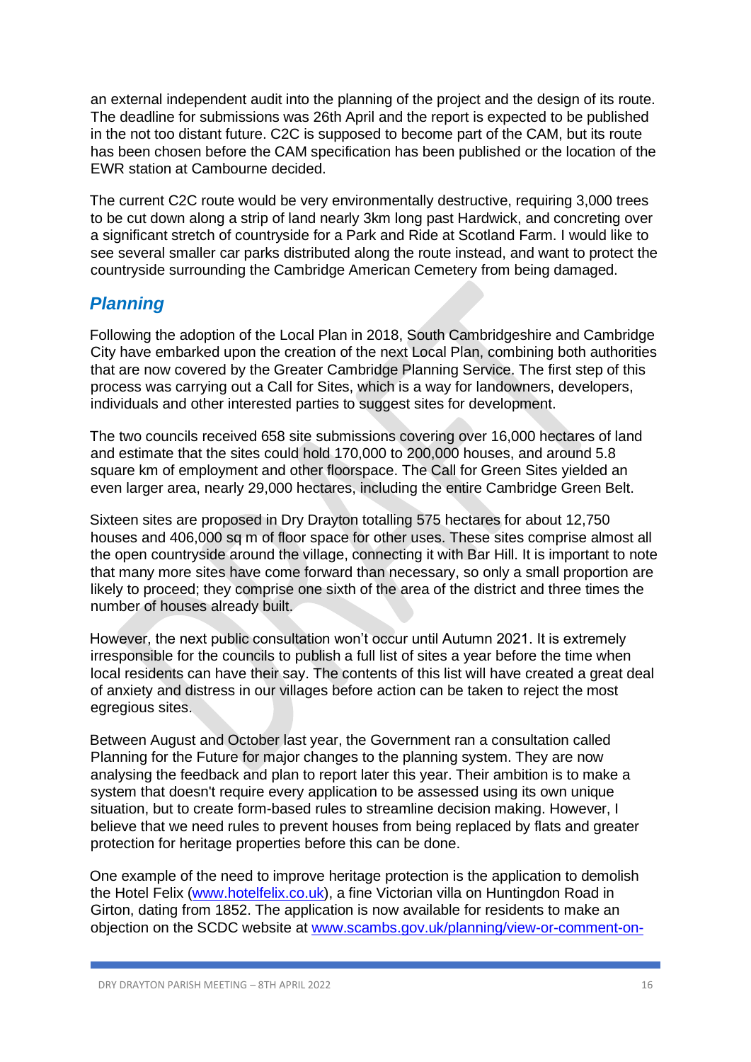an external independent audit into the planning of the project and the design of its route. The deadline for submissions was 26th April and the report is expected to be published in the not too distant future. C2C is supposed to become part of the CAM, but its route has been chosen before the CAM specification has been published or the location of the EWR station at Cambourne decided.

The current C2C route would be very environmentally destructive, requiring 3,000 trees to be cut down along a strip of land nearly 3km long past Hardwick, and concreting over a significant stretch of countryside for a Park and Ride at Scotland Farm. I would like to see several smaller car parks distributed along the route instead, and want to protect the countryside surrounding the Cambridge American Cemetery from being damaged.

## *Planning*

Following the adoption of the Local Plan in 2018, South Cambridgeshire and Cambridge City have embarked upon the creation of the next Local Plan, combining both authorities that are now covered by the Greater Cambridge Planning Service. The first step of this process was carrying out a Call for Sites, which is a way for landowners, developers, individuals and other interested parties to suggest sites for development.

The two councils received 658 site submissions covering over 16,000 hectares of land and estimate that the sites could hold 170,000 to 200,000 houses, and around 5.8 square km of employment and other floorspace. The Call for Green Sites yielded an even larger area, nearly 29,000 hectares, including the entire Cambridge Green Belt.

Sixteen sites are proposed in Dry Drayton totalling 575 hectares for about 12,750 houses and 406,000 sq m of floor space for other uses. These sites comprise almost all the open countryside around the village, connecting it with Bar Hill. It is important to note that many more sites have come forward than necessary, so only a small proportion are likely to proceed; they comprise one sixth of the area of the district and three times the number of houses already built.

However, the next public consultation won't occur until Autumn 2021. It is extremely irresponsible for the councils to publish a full list of sites a year before the time when local residents can have their say. The contents of this list will have created a great deal of anxiety and distress in our villages before action can be taken to reject the most egregious sites.

Between August and October last year, the Government ran a consultation called Planning for the Future for major changes to the planning system. They are now analysing the feedback and plan to report later this year. Their ambition is to make a system that doesn't require every application to be assessed using its own unique situation, but to create form-based rules to streamline decision making. However, I believe that we need rules to prevent houses from being replaced by flats and greater protection for heritage properties before this can be done.

One example of the need to improve heritage protection is the application to demolish the Hotel Felix ([www.hotelfelix.co.uk](www.hotelfelix.co.uk)), a fine Victorian villa on Huntingdon Road in Girton, dating from 1852. The application is now available for residents to make an objection on the SCDC website at [www.scambs.gov.uk/planning/view-or-comment-on-](www.scambs.gov.uk/planning/view-or-comment-on-)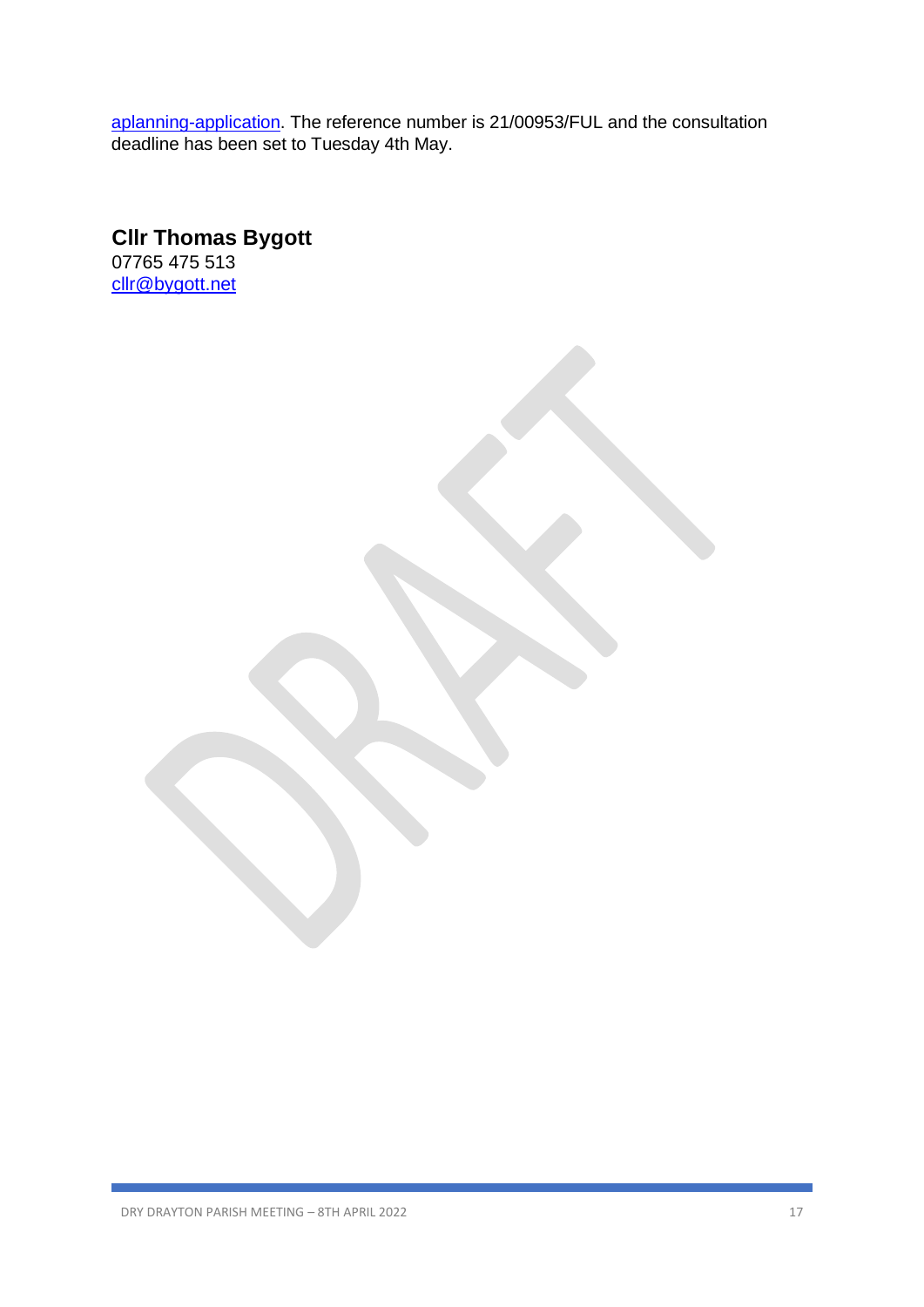aplanning-application. The reference number is 21/00953/FUL and the consultation deadline has been set to Tuesday 4th May.

**Cllr Thomas Bygott**
07765 475 513
cllr@bygott.net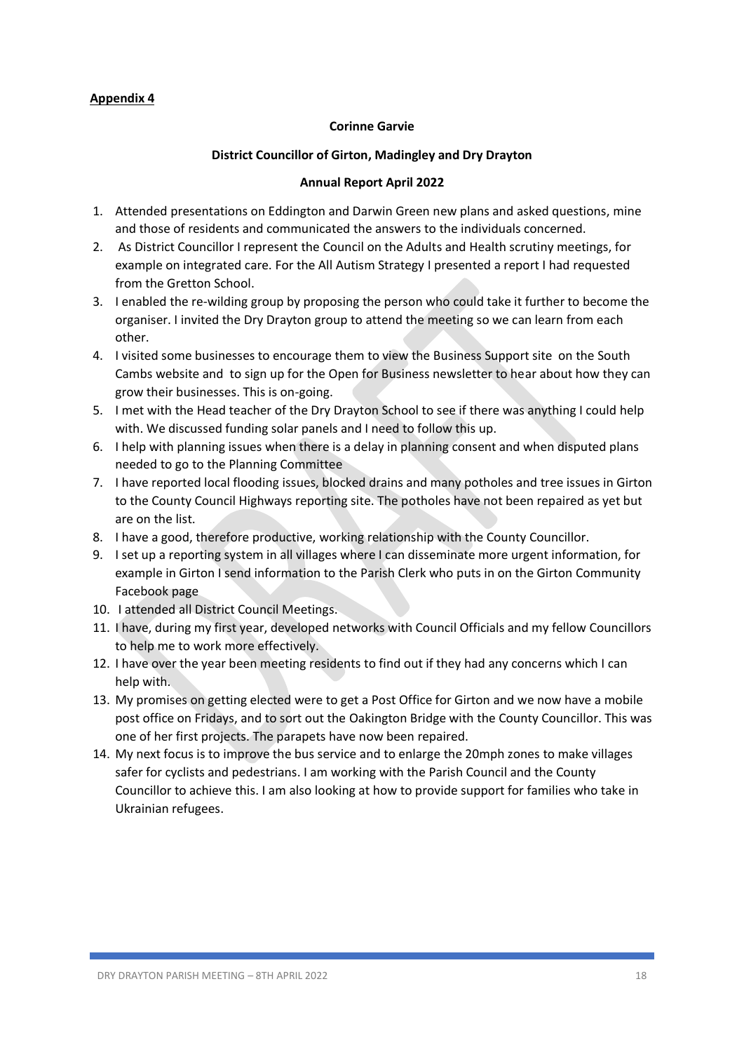**Appendix 4**

**Corinne Garvie**

**District Councillor of Girton, Madingley and Dry Drayton**

**Annual Report April 2022**

1. Attended presentations on Eddington and Darwin Green new plans and asked questions, mine and those of residents and communicated the answers to the individuals concerned.
2. As District Councillor I represent the Council on the Adults and Health scrutiny meetings, for example on integrated care. For the All Autism Strategy I presented a report I had requested from the Gretton School.
3. I enabled the re-wilding group by proposing the person who could take it further to become the organiser. I invited the Dry Drayton group to attend the meeting so we can learn from each other.
4. I visited some businesses to encourage them to view the Business Support site on the South Cambs website and to sign up for the Open for Business newsletter to hear about how they can grow their businesses. This is on-going.
5. I met with the Head teacher of the Dry Drayton School to see if there was anything I could help with. We discussed funding solar panels and I need to follow this up.
6. I help with planning issues when there is a delay in planning consent and when disputed plans needed to go to the Planning Committee
7. I have reported local flooding issues, blocked drains and many potholes and tree issues in Girton to the County Council Highways reporting site. The potholes have not been repaired as yet but are on the list.
8. I have a good, therefore productive, working relationship with the County Councillor.
9. I set up a reporting system in all villages where I can disseminate more urgent information, for example in Girton I send information to the Parish Clerk who puts in on the Girton Community Facebook page
10. I attended all District Council Meetings.
11. I have, during my first year, developed networks with Council Officials and my fellow Councillors to help me to work more effectively.
12. I have over the year been meeting residents to find out if they had any concerns which I can help with.
13. My promises on getting elected were to get a Post Office for Girton and we now have a mobile post office on Fridays, and to sort out the Oakington Bridge with the County Councillor. This was one of her first projects. The parapets have now been repaired.
14. My next focus is to improve the bus service and to enlarge the 20mph zones to make villages safer for cyclists and pedestrians. I am working with the Parish Council and the County Councillor to achieve this. I am also looking at how to provide support for families who take in Ukrainian refugees.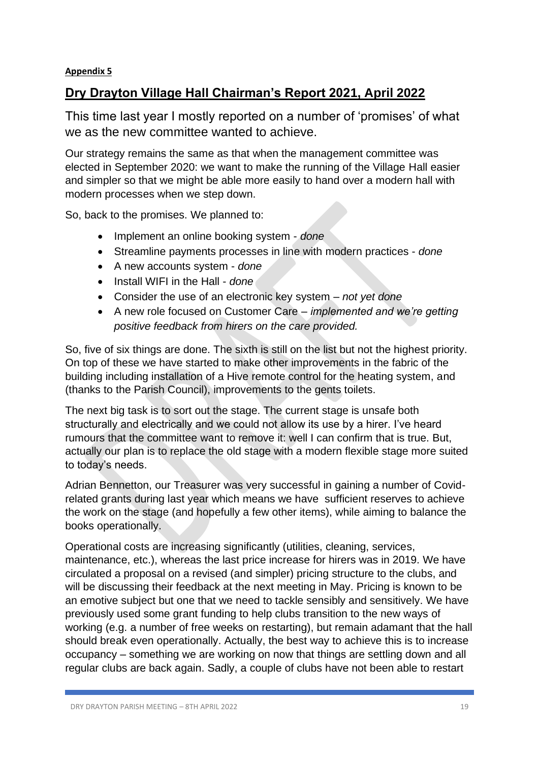**Appendix 5**

## Dry Drayton Village Hall Chairman's Report 2021, April 2022

This time last year I mostly reported on a number of 'promises' of what we as the new committee wanted to achieve.

Our strategy remains the same as that when the management committee was elected in September 2020: we want to make the running of the Village Hall easier and simpler so that we might be able more easily to hand over a modern hall with modern processes when we step down.

So, back to the promises. We planned to:

- Implement an online booking system - *done*
- Streamline payments processes in line with modern practices - *done*
- A new accounts system - *done*
- Install WIFI in the Hall - *done*
- Consider the use of an electronic key system – *not yet done*
- A new role focused on Customer Care – *implemented and we're getting positive feedback from hirers on the care provided.*

So, five of six things are done. The sixth is still on the list but not the highest priority. On top of these we have started to make other improvements in the fabric of the building including installation of a Hive remote control for the heating system, and (thanks to the Parish Council), improvements to the gents toilets.

The next big task is to sort out the stage. The current stage is unsafe both structurally and electrically and we could not allow its use by a hirer. I've heard rumours that the committee want to remove it: well I can confirm that is true. But, actually our plan is to replace the old stage with a modern flexible stage more suited to today's needs.

Adrian Bennetton, our Treasurer was very successful in gaining a number of Covid-related grants during last year which means we have sufficient reserves to achieve the work on the stage (and hopefully a few other items), while aiming to balance the books operationally.

Operational costs are increasing significantly (utilities, cleaning, services, maintenance, etc.), whereas the last price increase for hirers was in 2019. We have circulated a proposal on a revised (and simpler) pricing structure to the clubs, and will be discussing their feedback at the next meeting in May. Pricing is known to be an emotive subject but one that we need to tackle sensibly and sensitively. We have previously used some grant funding to help clubs transition to the new ways of working (e.g. a number of free weeks on restarting), but remain adamant that the hall should break even operationally. Actually, the best way to achieve this is to increase occupancy – something we are working on now that things are settling down and all regular clubs are back again. Sadly, a couple of clubs have not been able to restart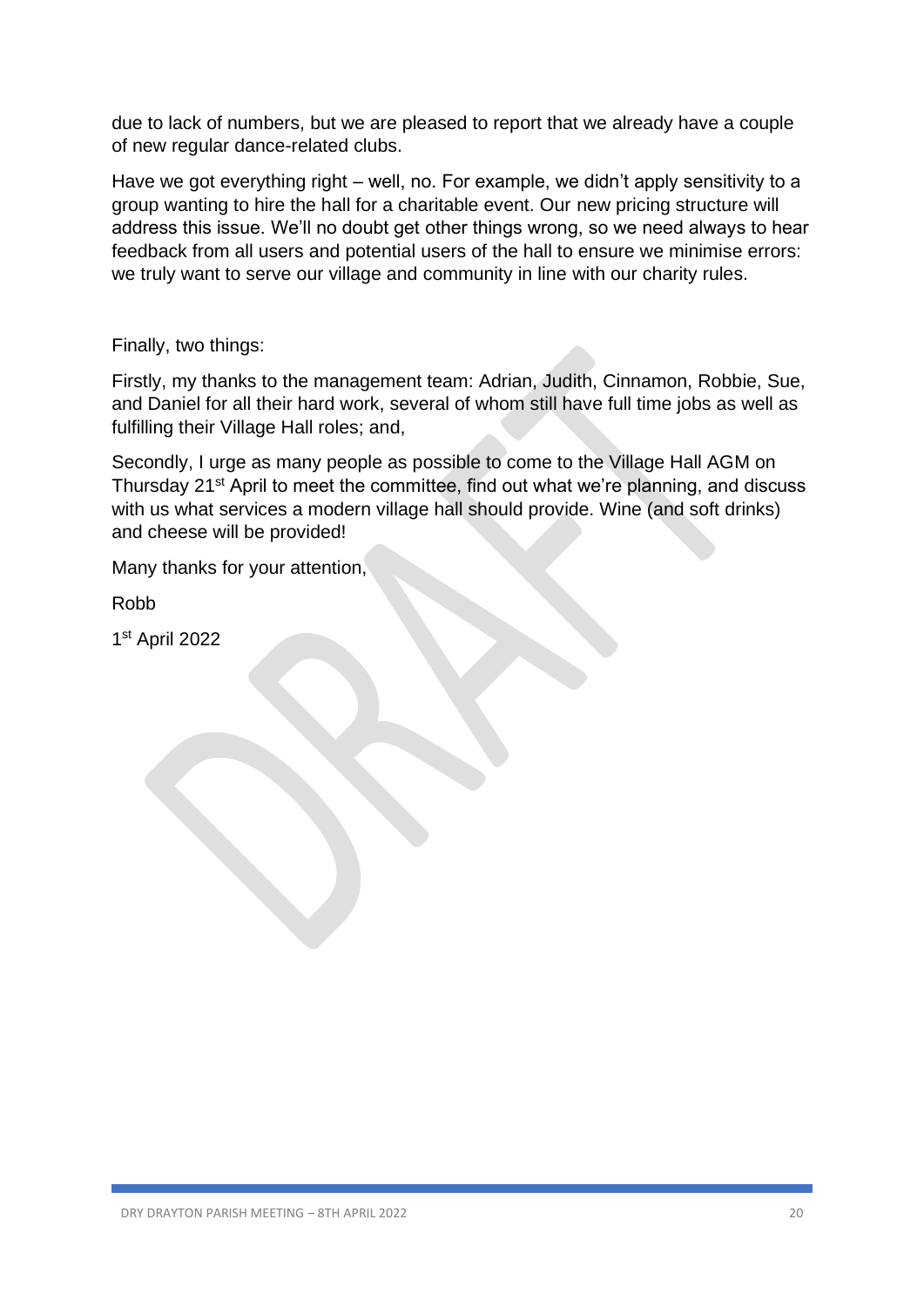due to lack of numbers, but we are pleased to report that we already have a couple of new regular dance-related clubs.

Have we got everything right – well, no. For example, we didn't apply sensitivity to a group wanting to hire the hall for a charitable event. Our new pricing structure will address this issue. We'll no doubt get other things wrong, so we need always to hear feedback from all users and potential users of the hall to ensure we minimise errors: we truly want to serve our village and community in line with our charity rules.

Finally, two things:

Firstly, my thanks to the management team: Adrian, Judith, Cinnamon, Robbie, Sue, and Daniel for all their hard work, several of whom still have full time jobs as well as fulfilling their Village Hall roles; and,

Secondly, I urge as many people as possible to come to the Village Hall AGM on Thursday 21st April to meet the committee, find out what we're planning, and discuss with us what services a modern village hall should provide. Wine (and soft drinks) and cheese will be provided!

Many thanks for your attention,

Robb

1st April 2022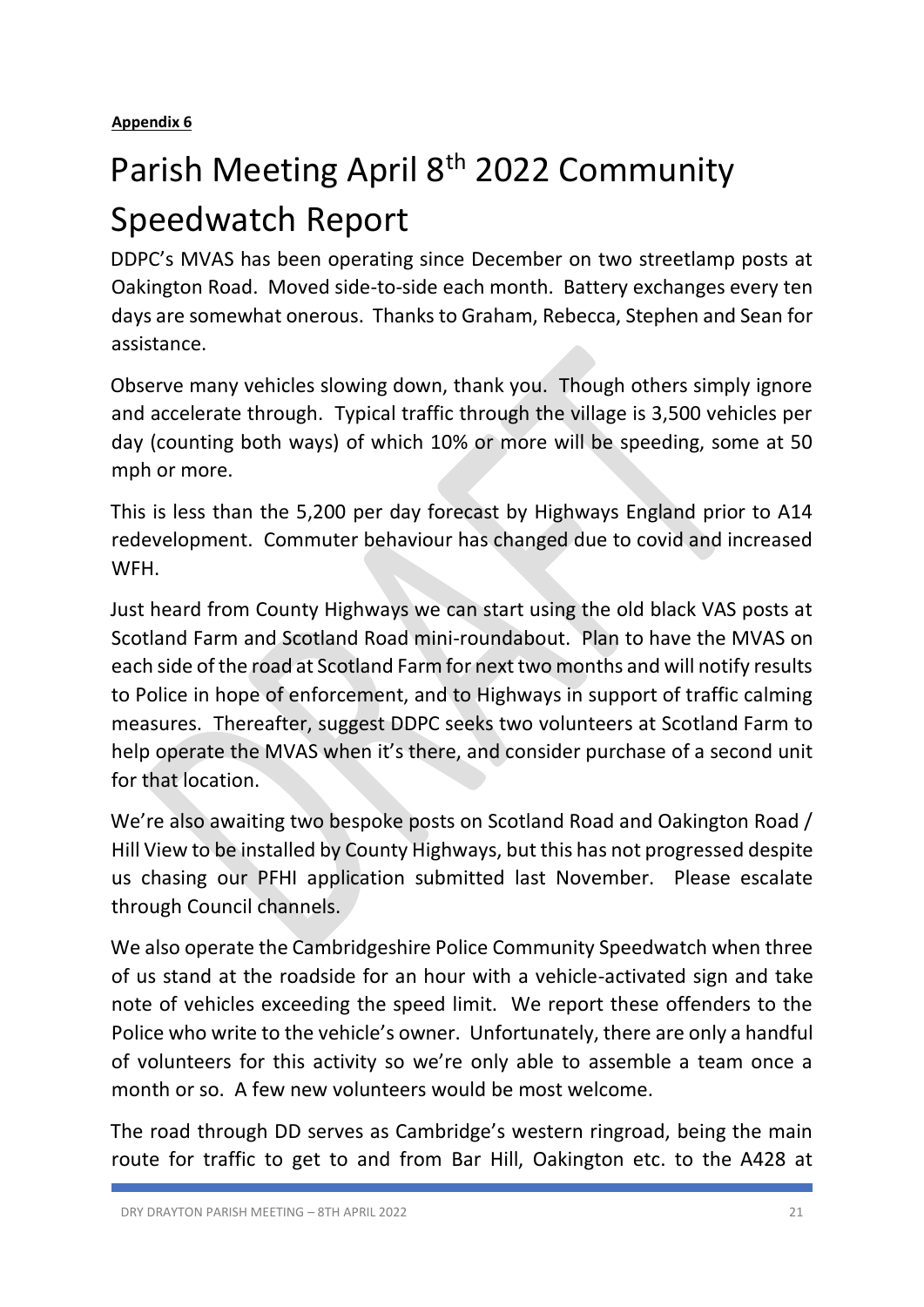**Appendix 6**

# Parish Meeting April 8th 2022 Community Speedwatch Report

DDPC's MVAS has been operating since December on two streetlamp posts at Oakington Road. Moved side-to-side each month. Battery exchanges every ten days are somewhat onerous. Thanks to Graham, Rebecca, Stephen and Sean for assistance.

Observe many vehicles slowing down, thank you. Though others simply ignore and accelerate through. Typical traffic through the village is 3,500 vehicles per day (counting both ways) of which 10% or more will be speeding, some at 50 mph or more.

This is less than the 5,200 per day forecast by Highways England prior to A14 redevelopment. Commuter behaviour has changed due to covid and increased WFH.

Just heard from County Highways we can start using the old black VAS posts at Scotland Farm and Scotland Road mini-roundabout. Plan to have the MVAS on each side of the road at Scotland Farm for next two months and will notify results to Police in hope of enforcement, and to Highways in support of traffic calming measures. Thereafter, suggest DDPC seeks two volunteers at Scotland Farm to help operate the MVAS when it's there, and consider purchase of a second unit for that location.

We're also awaiting two bespoke posts on Scotland Road and Oakington Road / Hill View to be installed by County Highways, but this has not progressed despite us chasing our PFHI application submitted last November. Please escalate through Council channels.

We also operate the Cambridgeshire Police Community Speedwatch when three of us stand at the roadside for an hour with a vehicle-activated sign and take note of vehicles exceeding the speed limit. We report these offenders to the Police who write to the vehicle's owner. Unfortunately, there are only a handful of volunteers for this activity so we're only able to assemble a team once a month or so. A few new volunteers would be most welcome.

The road through DD serves as Cambridge's western ringroad, being the main route for traffic to get to and from Bar Hill, Oakington etc. to the A428 at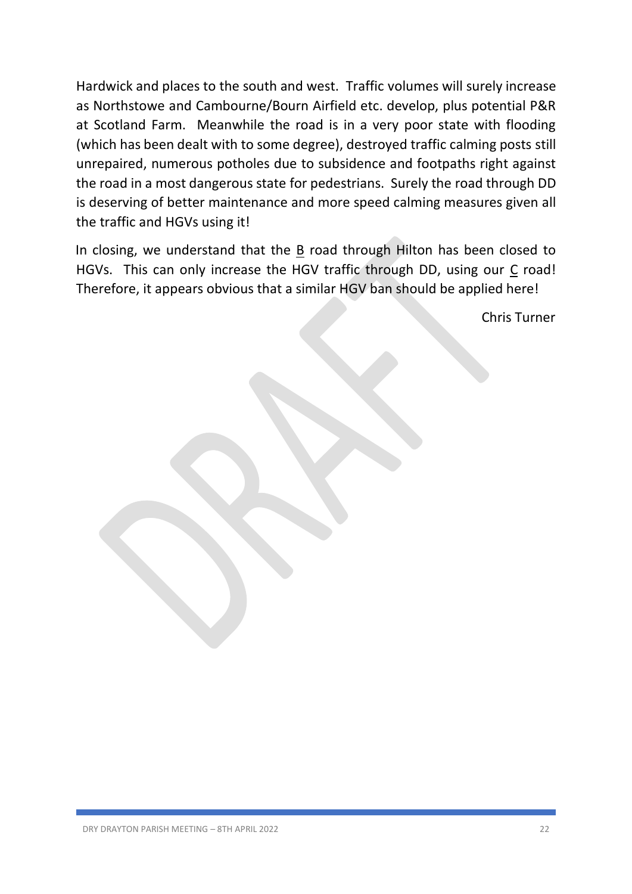Hardwick and places to the south and west. Traffic volumes will surely increase as Northstowe and Cambourne/Bourn Airfield etc. develop, plus potential P&R at Scotland Farm. Meanwhile the road is in a very poor state with flooding (which has been dealt with to some degree), destroyed traffic calming posts still unrepaired, numerous potholes due to subsidence and footpaths right against the road in a most dangerous state for pedestrians. Surely the road through DD is deserving of better maintenance and more speed calming measures given all the traffic and HGVs using it!

In closing, we understand that the <u>B</u> road through Hilton has been closed to HGVs. This can only increase the HGV traffic through DD, using our <u>C</u> road! Therefore, it appears obvious that a similar HGV ban should be applied here!

Chris Turner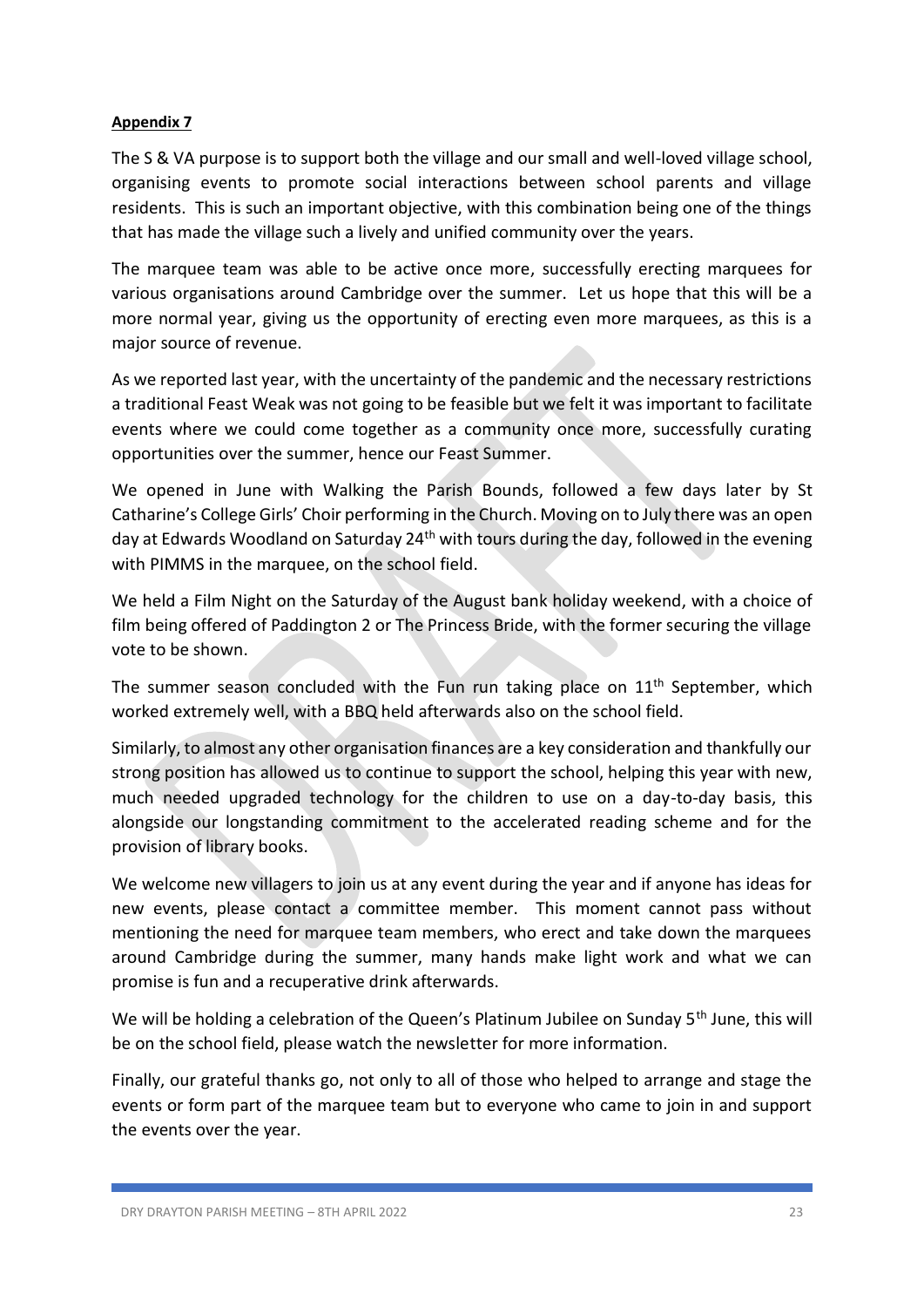**Appendix 7**

The S & VA purpose is to support both the village and our small and well-loved village school, organising events to promote social interactions between school parents and village residents. This is such an important objective, with this combination being one of the things that has made the village such a lively and unified community over the years.

The marquee team was able to be active once more, successfully erecting marquees for various organisations around Cambridge over the summer. Let us hope that this will be a more normal year, giving us the opportunity of erecting even more marquees, as this is a major source of revenue.

As we reported last year, with the uncertainty of the pandemic and the necessary restrictions a traditional Feast Weak was not going to be feasible but we felt it was important to facilitate events where we could come together as a community once more, successfully curating opportunities over the summer, hence our Feast Summer.

We opened in June with Walking the Parish Bounds, followed a few days later by St Catharine's College Girls' Choir performing in the Church. Moving on to July there was an open day at Edwards Woodland on Saturday 24th with tours during the day, followed in the evening with PIMMS in the marquee, on the school field.

We held a Film Night on the Saturday of the August bank holiday weekend, with a choice of film being offered of Paddington 2 or The Princess Bride, with the former securing the village vote to be shown.

The summer season concluded with the Fun run taking place on 11th September, which worked extremely well, with a BBQ held afterwards also on the school field.

Similarly, to almost any other organisation finances are a key consideration and thankfully our strong position has allowed us to continue to support the school, helping this year with new, much needed upgraded technology for the children to use on a day-to-day basis, this alongside our longstanding commitment to the accelerated reading scheme and for the provision of library books.

We welcome new villagers to join us at any event during the year and if anyone has ideas for new events, please contact a committee member. This moment cannot pass without mentioning the need for marquee team members, who erect and take down the marquees around Cambridge during the summer, many hands make light work and what we can promise is fun and a recuperative drink afterwards.

We will be holding a celebration of the Queen's Platinum Jubilee on Sunday 5th June, this will be on the school field, please watch the newsletter for more information.

Finally, our grateful thanks go, not only to all of those who helped to arrange and stage the events or form part of the marquee team but to everyone who came to join in and support the events over the year.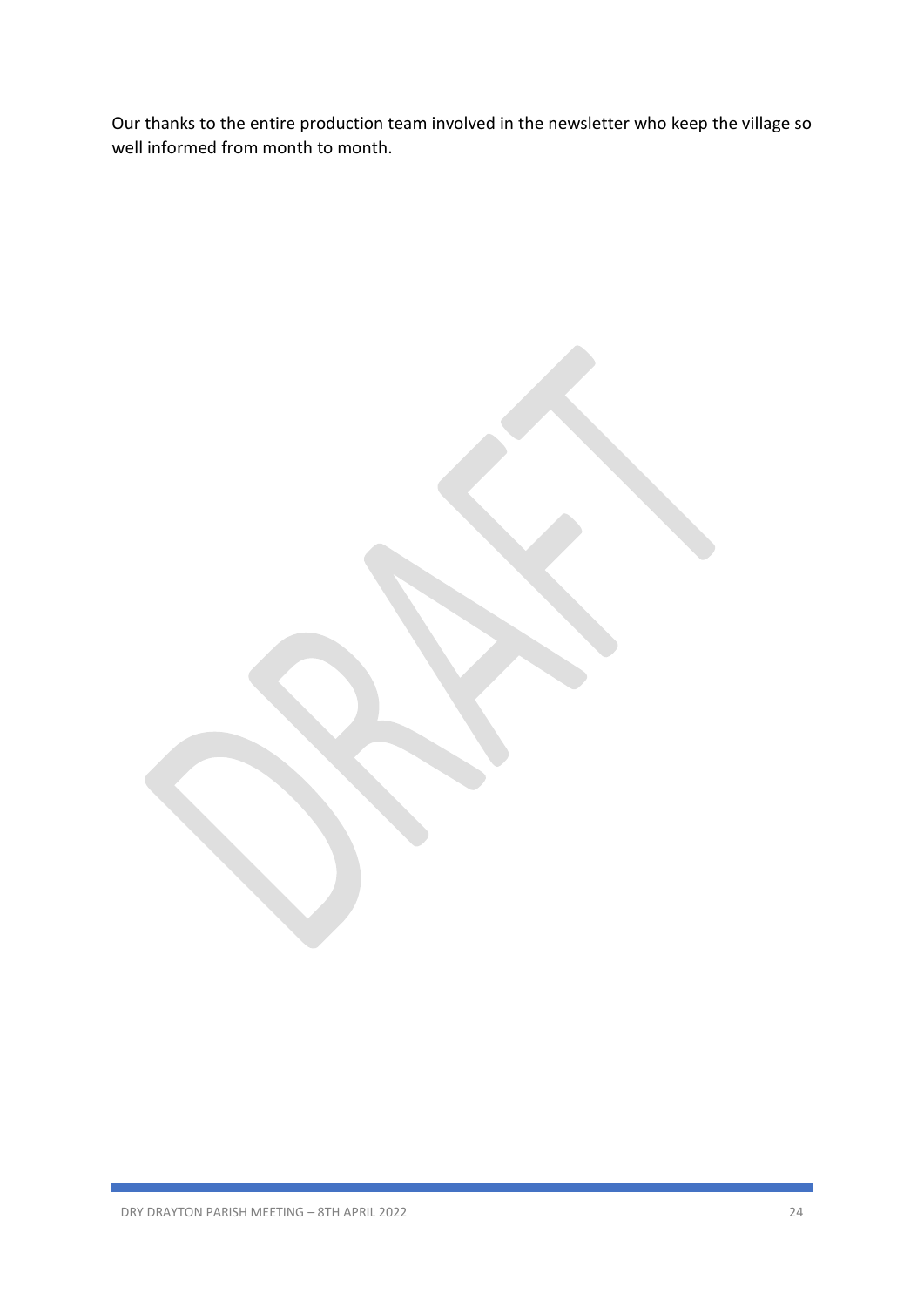Our thanks to the entire production team involved in the newsletter who keep the village so well informed from month to month.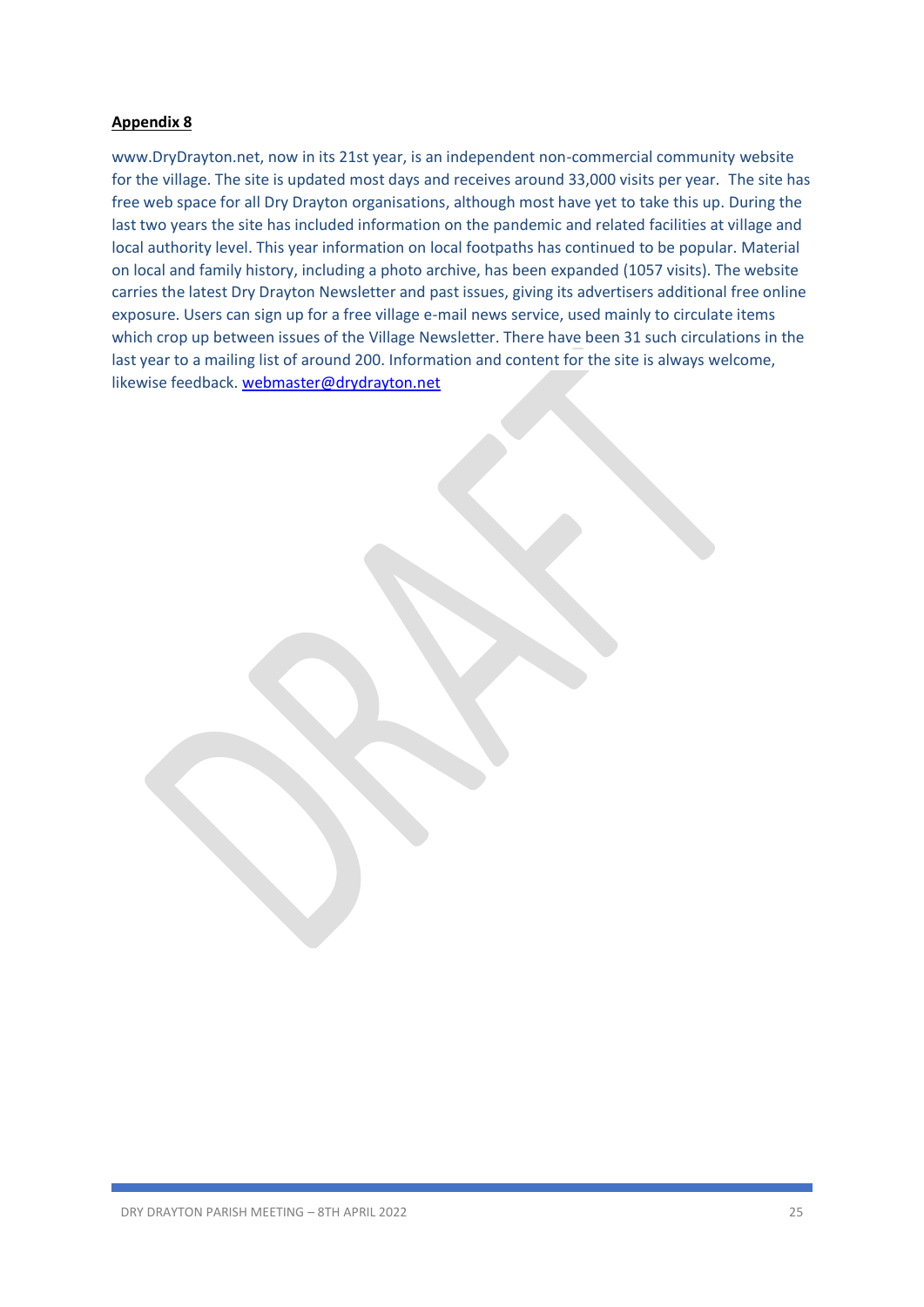**Appendix 8**

www.DryDrayton.net, now in its 21st year, is an independent non-commercial community website for the village. The site is updated most days and receives around 33,000 visits per year. The site has free web space for all Dry Drayton organisations, although most have yet to take this up. During the last two years the site has included information on the pandemic and related facilities at village and local authority level. This year information on local footpaths has continued to be popular. Material on local and family history, including a photo archive, has been expanded (1057 visits). The website carries the latest Dry Drayton Newsletter and past issues, giving its advertisers additional free online exposure. Users can sign up for a free village e-mail news service, used mainly to circulate items which crop up between issues of the Village Newsletter. There have been 31 such circulations in the last year to a mailing list of around 200. Information and content for the site is always welcome, likewise feedback. webmaster@drydrayton.net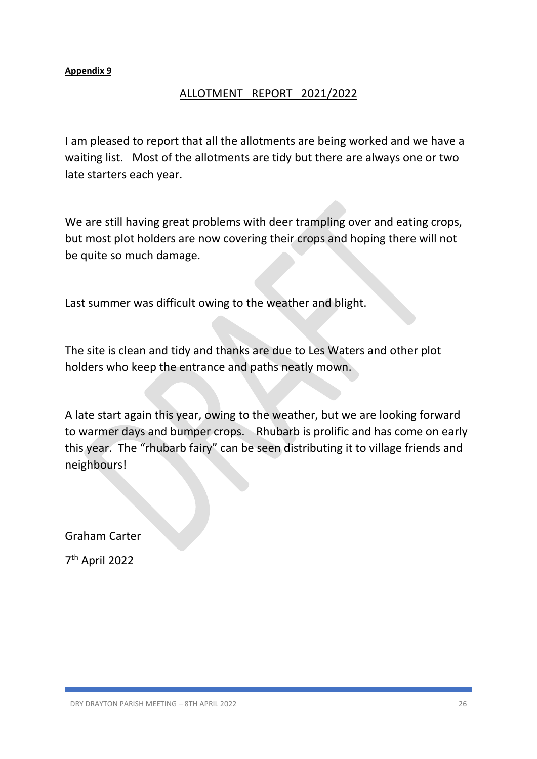**Appendix 9**

## ALLOTMENT REPORT 2021/2022

I am pleased to report that all the allotments are being worked and we have a waiting list. Most of the allotments are tidy but there are always one or two late starters each year.

We are still having great problems with deer trampling over and eating crops, but most plot holders are now covering their crops and hoping there will not be quite so much damage.

Last summer was difficult owing to the weather and blight.

The site is clean and tidy and thanks are due to Les Waters and other plot holders who keep the entrance and paths neatly mown.

A late start again this year, owing to the weather, but we are looking forward to warmer days and bumper crops. Rhubarb is prolific and has come on early this year. The "rhubarb fairy" can be seen distributing it to village friends and neighbours!

Graham Carter

7th April 2022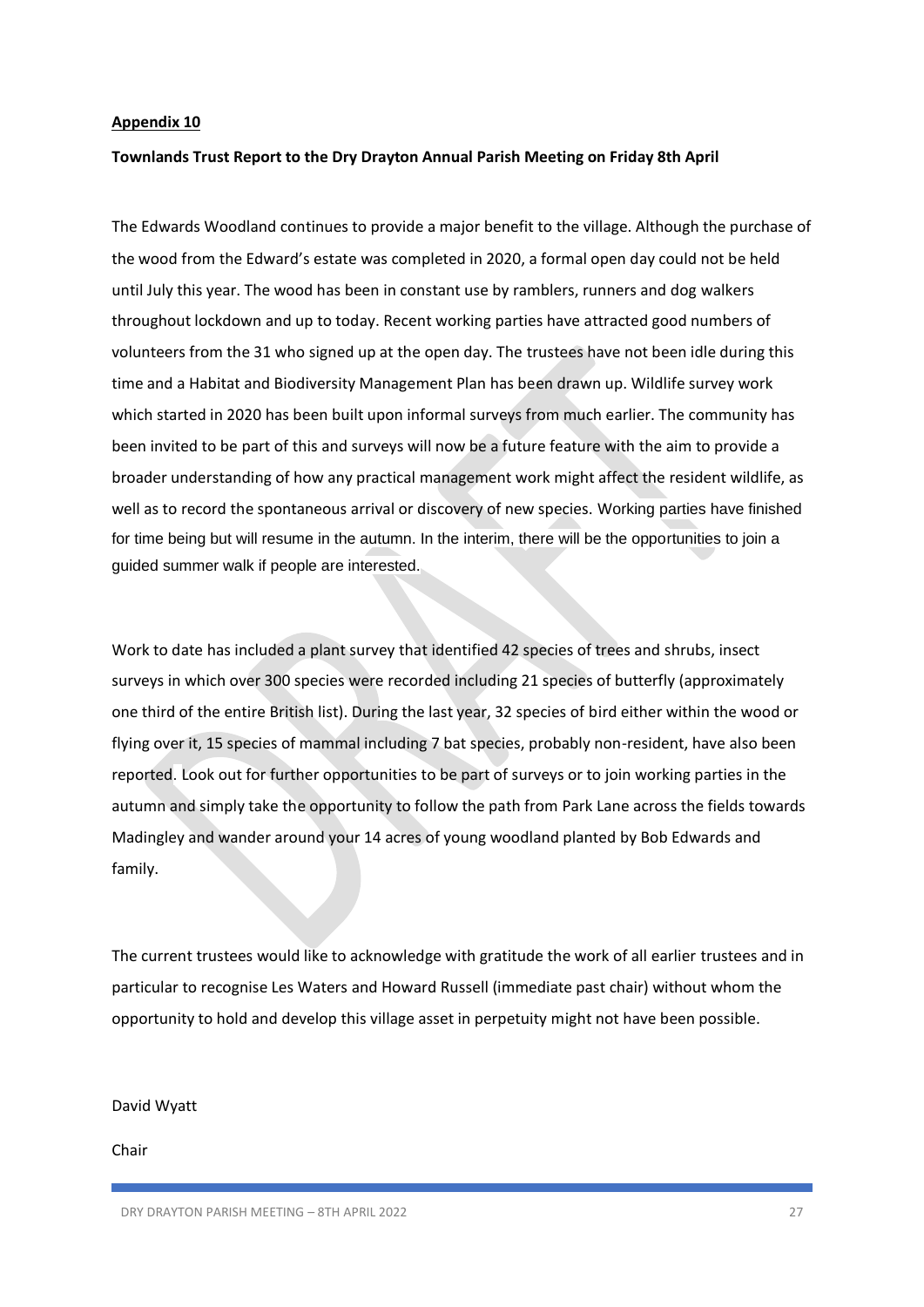**Appendix 10**

**Townlands Trust Report to the Dry Drayton Annual Parish Meeting on Friday 8th April**

The Edwards Woodland continues to provide a major benefit to the village. Although the purchase of the wood from the Edward's estate was completed in 2020, a formal open day could not be held until July this year. The wood has been in constant use by ramblers, runners and dog walkers throughout lockdown and up to today. Recent working parties have attracted good numbers of volunteers from the 31 who signed up at the open day. The trustees have not been idle during this time and a Habitat and Biodiversity Management Plan has been drawn up. Wildlife survey work which started in 2020 has been built upon informal surveys from much earlier. The community has been invited to be part of this and surveys will now be a future feature with the aim to provide a broader understanding of how any practical management work might affect the resident wildlife, as well as to record the spontaneous arrival or discovery of new species. Working parties have finished for time being but will resume in the autumn. In the interim, there will be the opportunities to join a guided summer walk if people are interested.

Work to date has included a plant survey that identified 42 species of trees and shrubs, insect surveys in which over 300 species were recorded including 21 species of butterfly (approximately one third of the entire British list). During the last year, 32 species of bird either within the wood or flying over it, 15 species of mammal including 7 bat species, probably non-resident, have also been reported. Look out for further opportunities to be part of surveys or to join working parties in the autumn and simply take the opportunity to follow the path from Park Lane across the fields towards Madingley and wander around your 14 acres of young woodland planted by Bob Edwards and family.

The current trustees would like to acknowledge with gratitude the work of all earlier trustees and in particular to recognise Les Waters and Howard Russell (immediate past chair) without whom the opportunity to hold and develop this village asset in perpetuity might not have been possible.

David Wyatt

Chair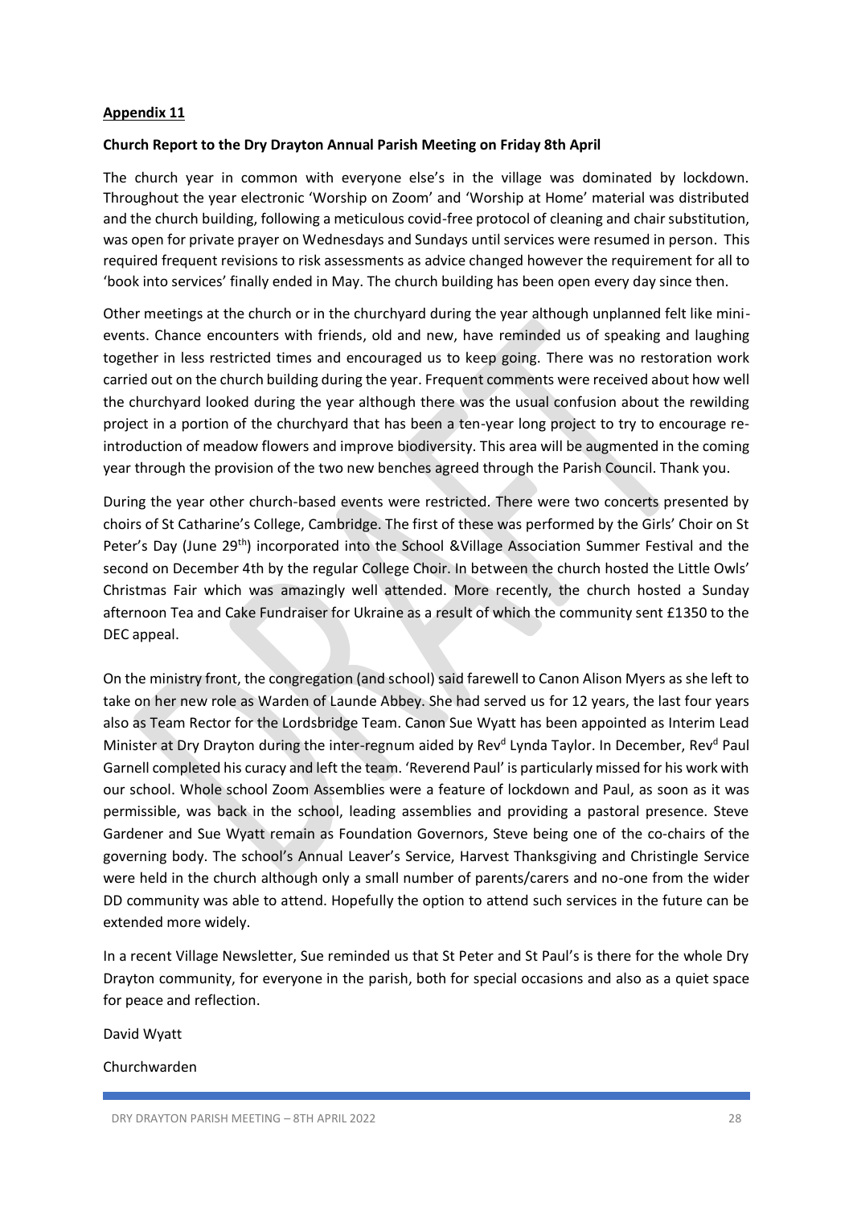**Appendix 11**

**Church Report to the Dry Drayton Annual Parish Meeting on Friday 8th April**

The church year in common with everyone else's in the village was dominated by lockdown. Throughout the year electronic 'Worship on Zoom' and 'Worship at Home' material was distributed and the church building, following a meticulous covid-free protocol of cleaning and chair substitution, was open for private prayer on Wednesdays and Sundays until services were resumed in person. This required frequent revisions to risk assessments as advice changed however the requirement for all to 'book into services' finally ended in May. The church building has been open every day since then.

Other meetings at the church or in the churchyard during the year although unplanned felt like mini-events. Chance encounters with friends, old and new, have reminded us of speaking and laughing together in less restricted times and encouraged us to keep going. There was no restoration work carried out on the church building during the year. Frequent comments were received about how well the churchyard looked during the year although there was the usual confusion about the rewilding project in a portion of the churchyard that has been a ten-year long project to try to encourage re-introduction of meadow flowers and improve biodiversity. This area will be augmented in the coming year through the provision of the two new benches agreed through the Parish Council. Thank you.

During the year other church-based events were restricted. There were two concerts presented by choirs of St Catharine's College, Cambridge. The first of these was performed by the Girls' Choir on St Peter's Day (June 29th) incorporated into the School &Village Association Summer Festival and the second on December 4th by the regular College Choir. In between the church hosted the Little Owls' Christmas Fair which was amazingly well attended. More recently, the church hosted a Sunday afternoon Tea and Cake Fundraiser for Ukraine as a result of which the community sent £1350 to the DEC appeal.

On the ministry front, the congregation (and school) said farewell to Canon Alison Myers as she left to take on her new role as Warden of Launde Abbey. She had served us for 12 years, the last four years also as Team Rector for the Lordsbridge Team. Canon Sue Wyatt has been appointed as Interim Lead Minister at Dry Drayton during the inter-regnum aided by Revd Lynda Taylor. In December, Revd Paul Garnell completed his curacy and left the team. 'Reverend Paul' is particularly missed for his work with our school. Whole school Zoom Assemblies were a feature of lockdown and Paul, as soon as it was permissible, was back in the school, leading assemblies and providing a pastoral presence. Steve Gardener and Sue Wyatt remain as Foundation Governors, Steve being one of the co-chairs of the governing body. The school's Annual Leaver's Service, Harvest Thanksgiving and Christingle Service were held in the church although only a small number of parents/carers and no-one from the wider DD community was able to attend. Hopefully the option to attend such services in the future can be extended more widely.

In a recent Village Newsletter, Sue reminded us that St Peter and St Paul's is there for the whole Dry Drayton community, for everyone in the parish, both for special occasions and also as a quiet space for peace and reflection.

David Wyatt

Churchwarden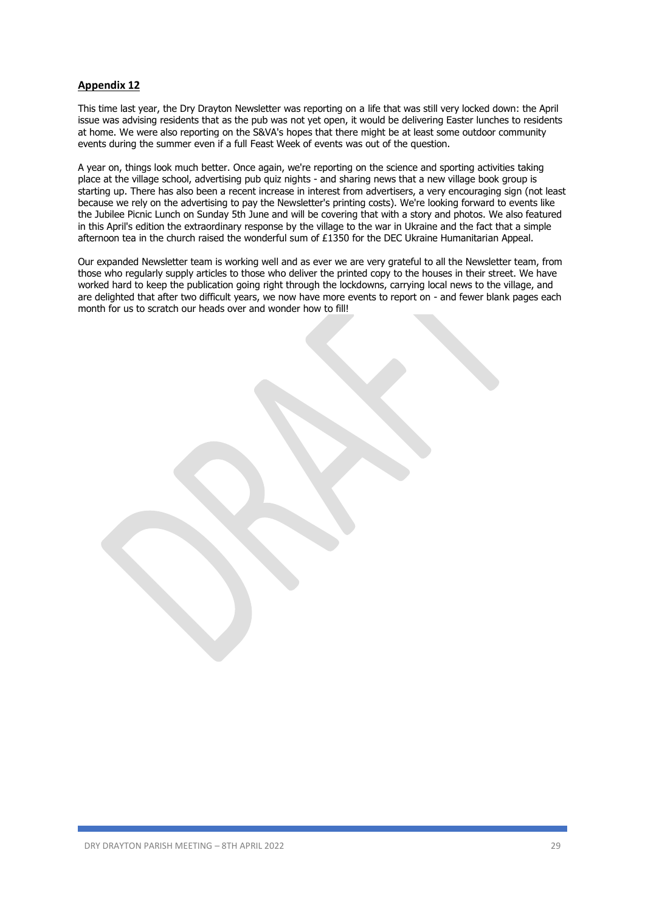**Appendix 12**

This time last year, the Dry Drayton Newsletter was reporting on a life that was still very locked down: the April issue was advising residents that as the pub was not yet open, it would be delivering Easter lunches to residents at home. We were also reporting on the S&VA's hopes that there might be at least some outdoor community events during the summer even if a full Feast Week of events was out of the question.

A year on, things look much better. Once again, we're reporting on the science and sporting activities taking place at the village school, advertising pub quiz nights - and sharing news that a new village book group is starting up. There has also been a recent increase in interest from advertisers, a very encouraging sign (not least because we rely on the advertising to pay the Newsletter's printing costs). We're looking forward to events like the Jubilee Picnic Lunch on Sunday 5th June and will be covering that with a story and photos. We also featured in this April's edition the extraordinary response by the village to the war in Ukraine and the fact that a simple afternoon tea in the church raised the wonderful sum of £1350 for the DEC Ukraine Humanitarian Appeal.

Our expanded Newsletter team is working well and as ever we are very grateful to all the Newsletter team, from those who regularly supply articles to those who deliver the printed copy to the houses in their street. We have worked hard to keep the publication going right through the lockdowns, carrying local news to the village, and are delighted that after two difficult years, we now have more events to report on - and fewer blank pages each month for us to scratch our heads over and wonder how to fill!